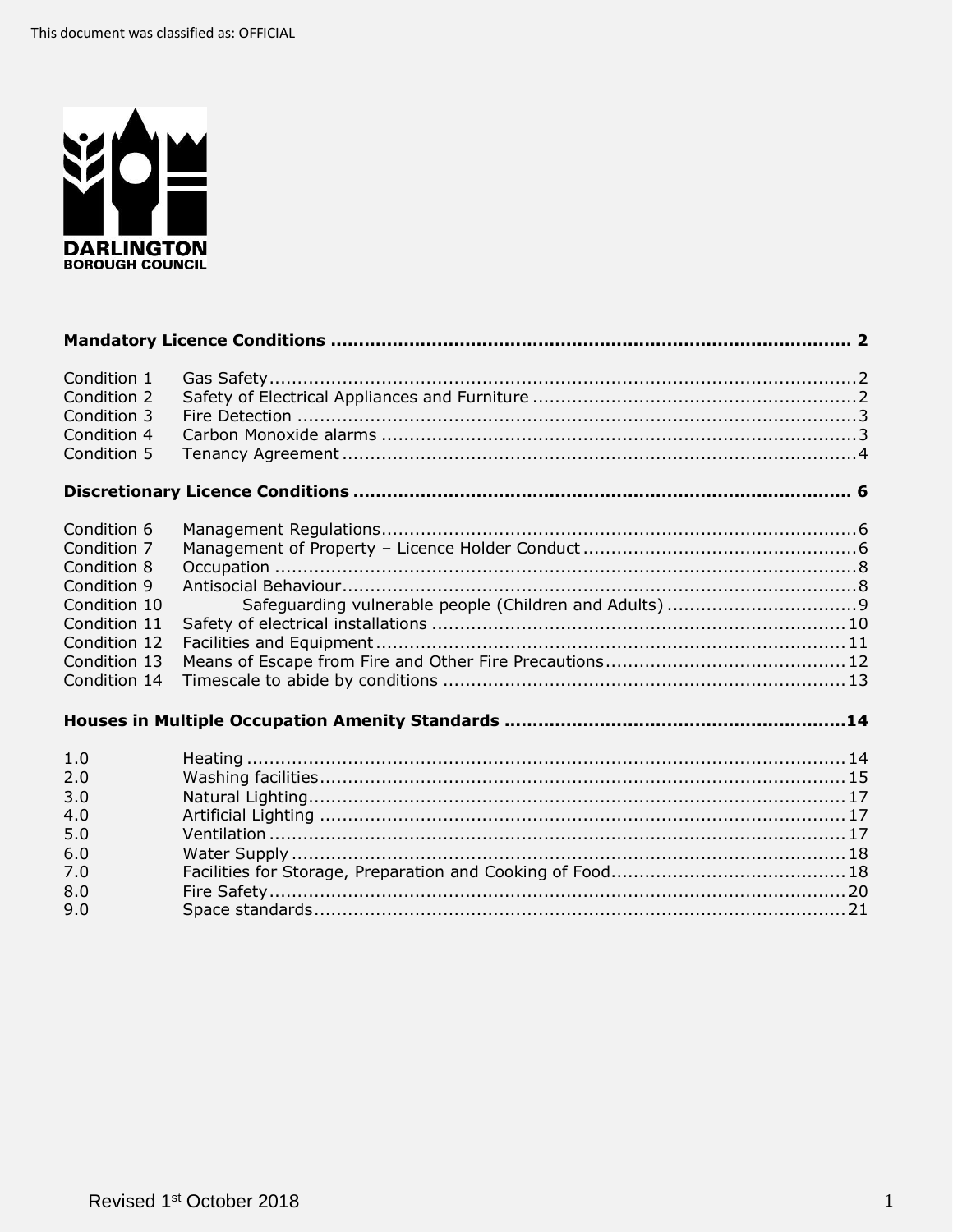This document was classified as: OFFICIAL

DARLINGTON
BOROUGH COUNCIL

**Mandatory Licence Conditions ........................................................................................ 2**

| | | |
|---|---|---|
| Condition 1 | Gas Safety | 2 |
| Condition 2 | Safety of Electrical Appliances and Furniture | 2 |
| Condition 3 | Fire Detection | 3 |
| Condition 4 | Carbon Monoxide alarms | 3 |
| Condition 5 | Tenancy Agreement | 4 |

**Discretionary Licence Conditions ..................................................................................... 6**

| | | |
|---|---|---|
| Condition 6 | Management Regulations | 6 |
| Condition 7 | Management of Property – Licence Holder Conduct | 6 |
| Condition 8 | Occupation | 8 |
| Condition 9 | Antisocial Behaviour | 8 |
| Condition 10 | Safeguarding vulnerable people (Children and Adults) | 9 |
| Condition 11 | Safety of electrical installations | 10 |
| Condition 12 | Facilities and Equipment | 11 |
| Condition 13 | Means of Escape from Fire and Other Fire Precautions | 12 |
| Condition 14 | Timescale to abide by conditions | 13 |

**Houses in Multiple Occupation Amenity Standards ..........................................................14**

| | | |
|---|---|---|
| 1.0 | Heating | 14 |
| 2.0 | Washing facilities | 15 |
| 3.0 | Natural Lighting | 17 |
| 4.0 | Artificial Lighting | 17 |
| 5.0 | Ventilation | 17 |
| 6.0 | Water Supply | 18 |
| 7.0 | Facilities for Storage, Preparation and Cooking of Food | 18 |
| 8.0 | Fire Safety | 20 |
| 9.0 | Space standards | 21 |

Revised 1st October 2018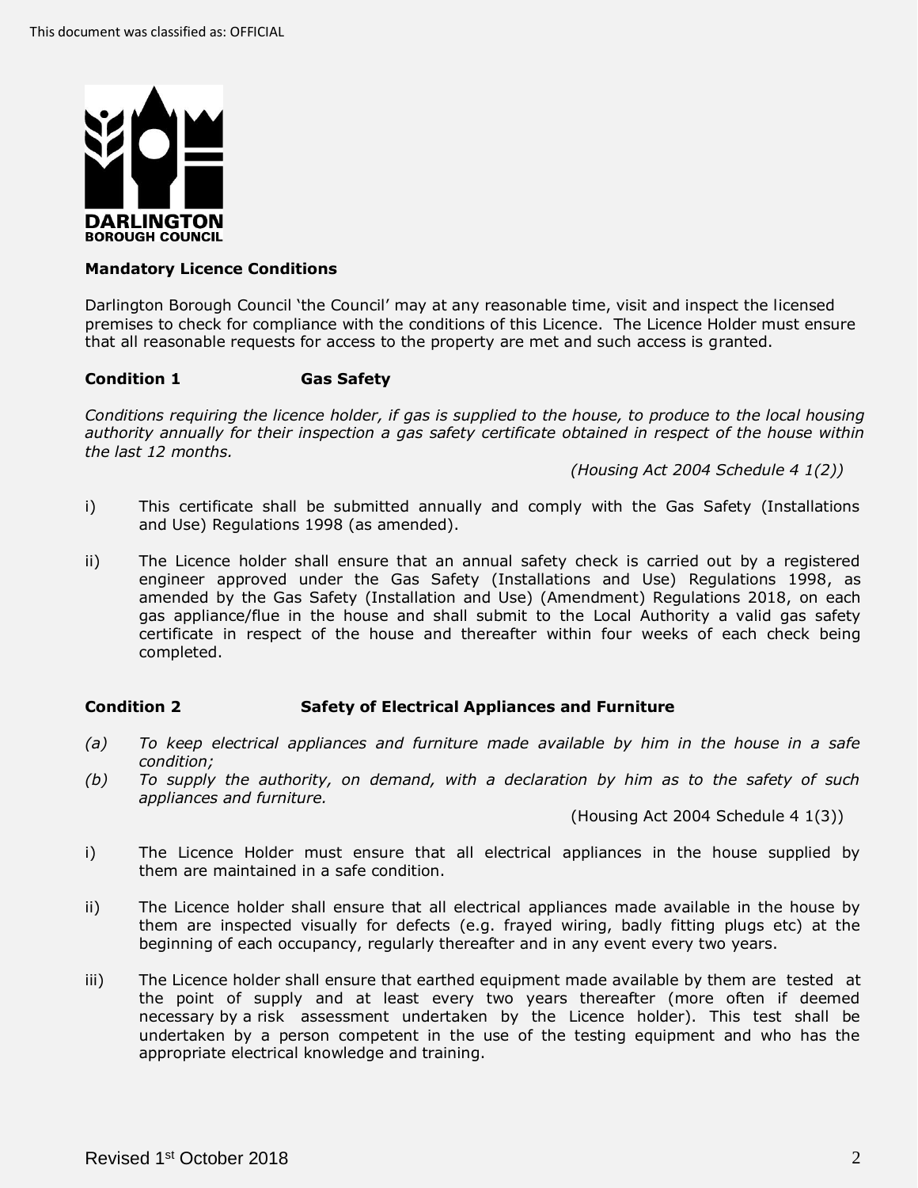This document was classified as: OFFICIAL

DARLINGTON BOROUGH COUNCIL

**Mandatory Licence Conditions**

Darlington Borough Council 'the Council' may at any reasonable time, visit and inspect the licensed premises to check for compliance with the conditions of this Licence. The Licence Holder must ensure that all reasonable requests for access to the property are met and such access is granted.

**Condition 1 Gas Safety**

*Conditions requiring the licence holder, if gas is supplied to the house, to produce to the local housing authority annually for their inspection a gas safety certificate obtained in respect of the house within the last 12 months.*

*(Housing Act 2004 Schedule 4 1(2))*

i) This certificate shall be submitted annually and comply with the Gas Safety (Installations and Use) Regulations 1998 (as amended).

ii) The Licence holder shall ensure that an annual safety check is carried out by a registered engineer approved under the Gas Safety (Installations and Use) Regulations 1998, as amended by the Gas Safety (Installation and Use) (Amendment) Regulations 2018, on each gas appliance/flue in the house and shall submit to the Local Authority a valid gas safety certificate in respect of the house and thereafter within four weeks of each check being completed.

**Condition 2 Safety of Electrical Appliances and Furniture**

*(a) To keep electrical appliances and furniture made available by him in the house in a safe condition;*

*(b) To supply the authority, on demand, with a declaration by him as to the safety of such appliances and furniture.*

(Housing Act 2004 Schedule 4 1(3))

i) The Licence Holder must ensure that all electrical appliances in the house supplied by them are maintained in a safe condition.

ii) The Licence holder shall ensure that all electrical appliances made available in the house by them are inspected visually for defects (e.g. frayed wiring, badly fitting plugs etc) at the beginning of each occupancy, regularly thereafter and in any event every two years.

iii) The Licence holder shall ensure that earthed equipment made available by them are tested at the point of supply and at least every two years thereafter (more often if deemed necessary by a risk assessment undertaken by the Licence holder). This test shall be undertaken by a person competent in the use of the testing equipment and who has the appropriate electrical knowledge and training.

Revised 1st October 2018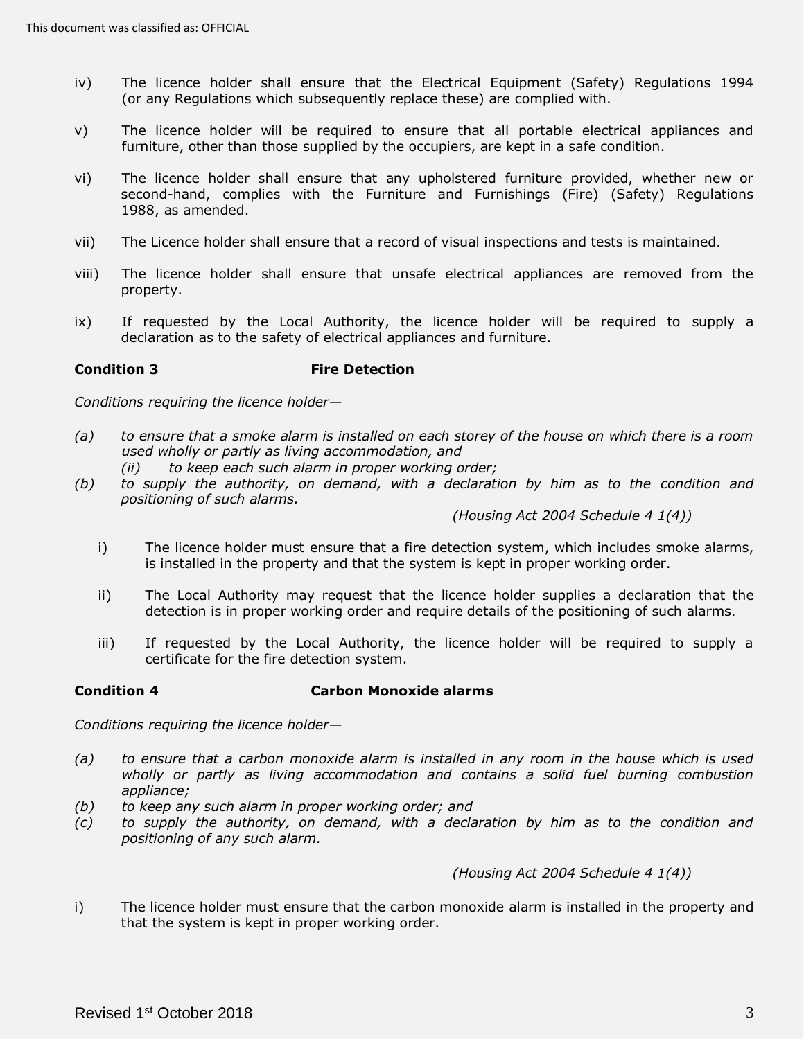iv) The licence holder shall ensure that the Electrical Equipment (Safety) Regulations 1994 (or any Regulations which subsequently replace these) are complied with.

v) The licence holder will be required to ensure that all portable electrical appliances and furniture, other than those supplied by the occupiers, are kept in a safe condition.

vi) The licence holder shall ensure that any upholstered furniture provided, whether new or second-hand, complies with the Furniture and Furnishings (Fire) (Safety) Regulations 1988, as amended.

vii) The Licence holder shall ensure that a record of visual inspections and tests is maintained.

viii) The licence holder shall ensure that unsafe electrical appliances are removed from the property.

ix) If requested by the Local Authority, the licence holder will be required to supply a declaration as to the safety of electrical appliances and furniture.

**Condition 3 Fire Detection**

*Conditions requiring the licence holder—*

*(a) to ensure that a smoke alarm is installed on each storey of the house on which there is a room used wholly or partly as living accommodation, and*
*(ii) to keep each such alarm in proper working order;*
*(b) to supply the authority, on demand, with a declaration by him as to the condition and positioning of such alarms.*

*(Housing Act 2004 Schedule 4 1(4))*

i) The licence holder must ensure that a fire detection system, which includes smoke alarms, is installed in the property and that the system is kept in proper working order.

ii) The Local Authority may request that the licence holder supplies a declaration that the detection is in proper working order and require details of the positioning of such alarms.

iii) If requested by the Local Authority, the licence holder will be required to supply a certificate for the fire detection system.

**Condition 4 Carbon Monoxide alarms**

*Conditions requiring the licence holder—*

*(a) to ensure that a carbon monoxide alarm is installed in any room in the house which is used wholly or partly as living accommodation and contains a solid fuel burning combustion appliance;*
*(b) to keep any such alarm in proper working order; and*
*(c) to supply the authority, on demand, with a declaration by him as to the condition and positioning of any such alarm.*

*(Housing Act 2004 Schedule 4 1(4))*

i) The licence holder must ensure that the carbon monoxide alarm is installed in the property and that the system is kept in proper working order.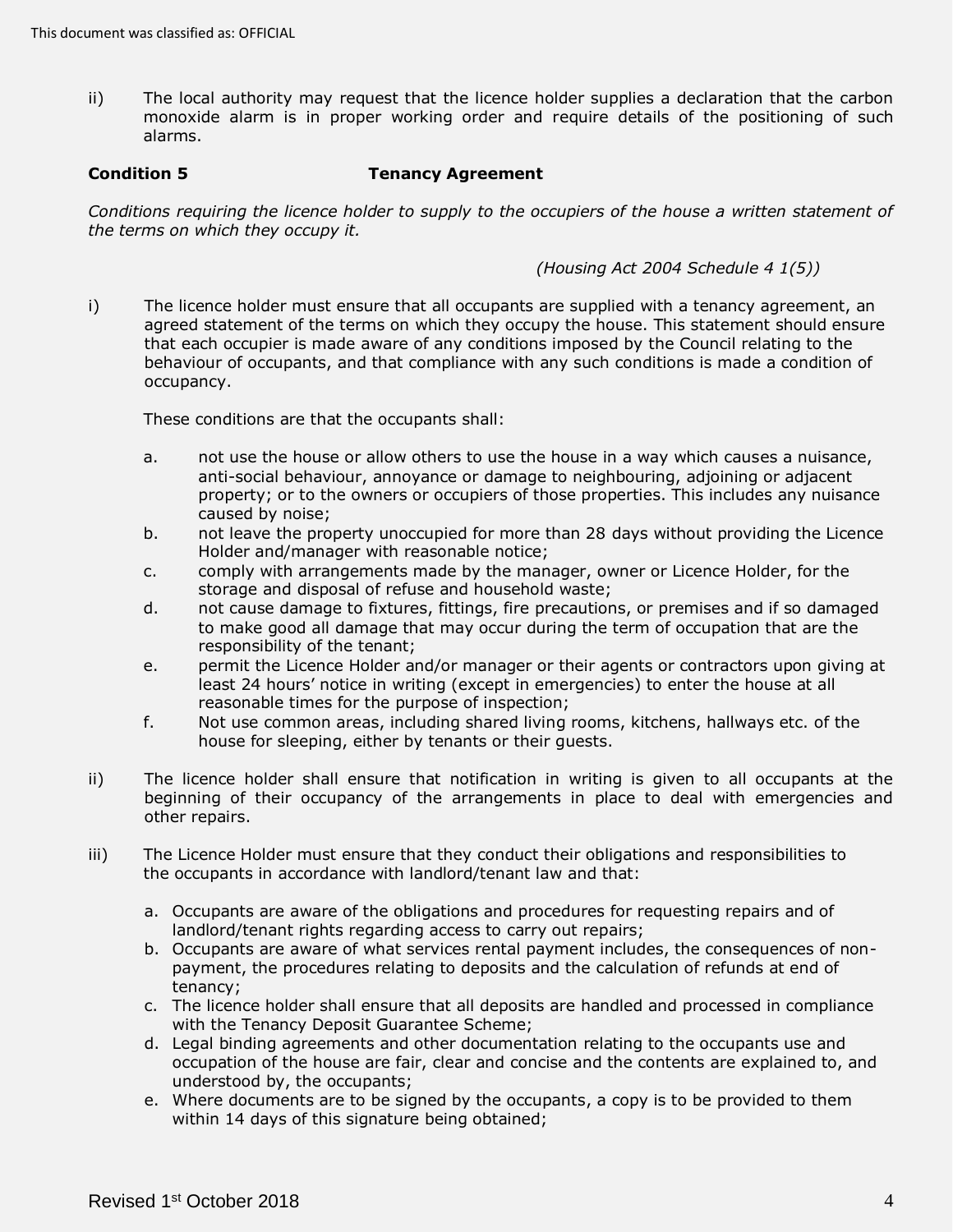ii) The local authority may request that the licence holder supplies a declaration that the carbon monoxide alarm is in proper working order and require details of the positioning of such alarms.

**Condition 5 Tenancy Agreement**

*Conditions requiring the licence holder to supply to the occupiers of the house a written statement of the terms on which they occupy it.*

*(Housing Act 2004 Schedule 4 1(5))*

i) The licence holder must ensure that all occupants are supplied with a tenancy agreement, an agreed statement of the terms on which they occupy the house. This statement should ensure that each occupier is made aware of any conditions imposed by the Council relating to the behaviour of occupants, and that compliance with any such conditions is made a condition of occupancy.

These conditions are that the occupants shall:

a. not use the house or allow others to use the house in a way which causes a nuisance, anti-social behaviour, annoyance or damage to neighbouring, adjoining or adjacent property; or to the owners or occupiers of those properties. This includes any nuisance caused by noise;

b. not leave the property unoccupied for more than 28 days without providing the Licence Holder and/manager with reasonable notice;

c. comply with arrangements made by the manager, owner or Licence Holder, for the storage and disposal of refuse and household waste;

d. not cause damage to fixtures, fittings, fire precautions, or premises and if so damaged to make good all damage that may occur during the term of occupation that are the responsibility of the tenant;

e. permit the Licence Holder and/or manager or their agents or contractors upon giving at least 24 hours' notice in writing (except in emergencies) to enter the house at all reasonable times for the purpose of inspection;

f. Not use common areas, including shared living rooms, kitchens, hallways etc. of the house for sleeping, either by tenants or their guests.

ii) The licence holder shall ensure that notification in writing is given to all occupants at the beginning of their occupancy of the arrangements in place to deal with emergencies and other repairs.

iii) The Licence Holder must ensure that they conduct their obligations and responsibilities to the occupants in accordance with landlord/tenant law and that:

a. Occupants are aware of the obligations and procedures for requesting repairs and of landlord/tenant rights regarding access to carry out repairs;
b. Occupants are aware of what services rental payment includes, the consequences of non-payment, the procedures relating to deposits and the calculation of refunds at end of tenancy;
c. The licence holder shall ensure that all deposits are handled and processed in compliance with the Tenancy Deposit Guarantee Scheme;
d. Legal binding agreements and other documentation relating to the occupants use and occupation of the house are fair, clear and concise and the contents are explained to, and understood by, the occupants;
e. Where documents are to be signed by the occupants, a copy is to be provided to them within 14 days of this signature being obtained;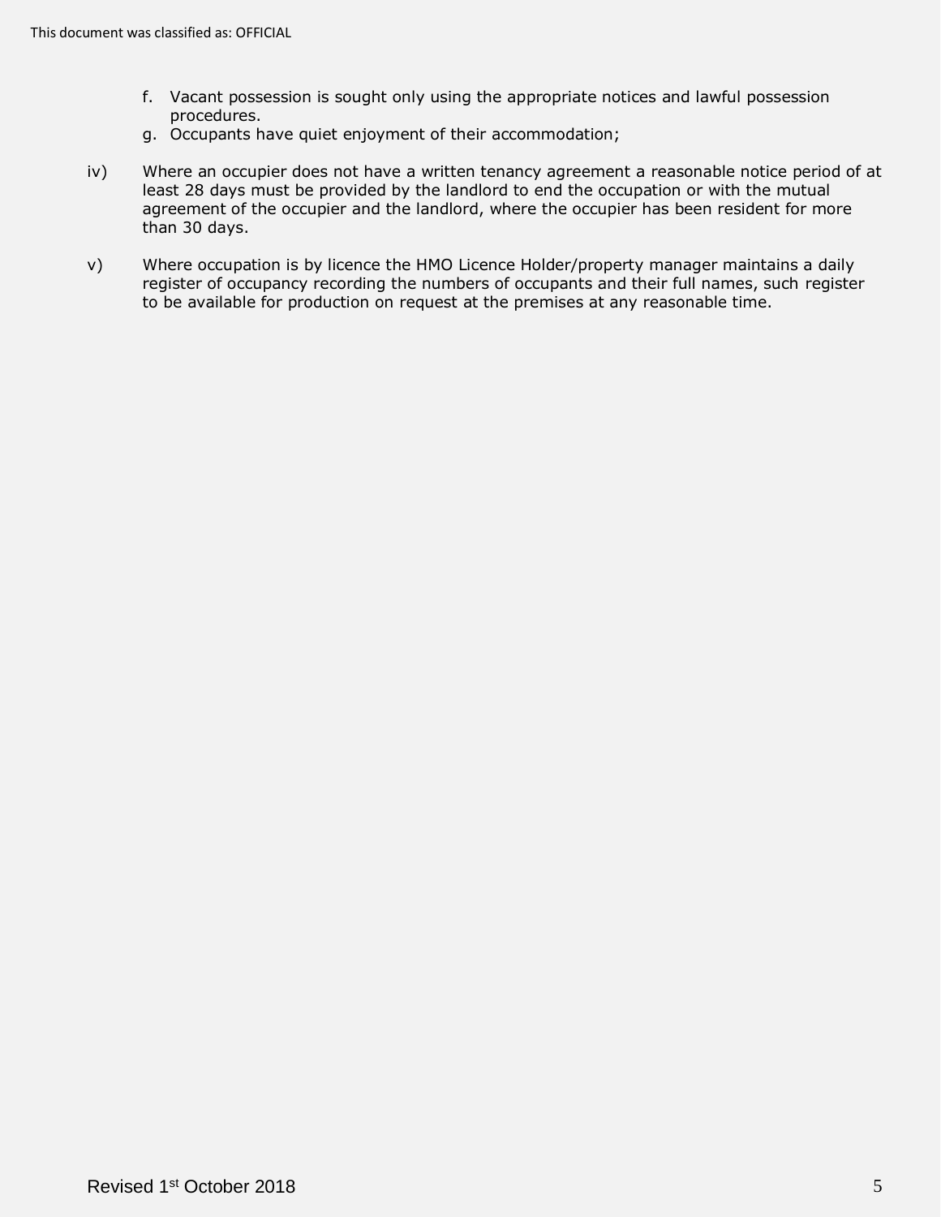f. Vacant possession is sought only using the appropriate notices and lawful possession procedures.
g. Occupants have quiet enjoyment of their accommodation;

iv) Where an occupier does not have a written tenancy agreement a reasonable notice period of at least 28 days must be provided by the landlord to end the occupation or with the mutual agreement of the occupier and the landlord, where the occupier has been resident for more than 30 days.

v) Where occupation is by licence the HMO Licence Holder/property manager maintains a daily register of occupancy recording the numbers of occupants and their full names, such register to be available for production on request at the premises at any reasonable time.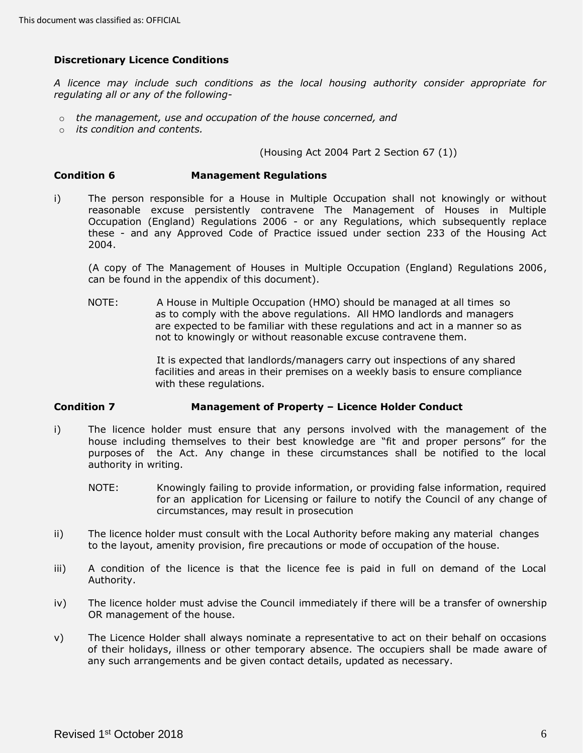**Discretionary Licence Conditions**

*A licence may include such conditions as the local housing authority consider appropriate for regulating all or any of the following-*

- *the management, use and occupation of the house concerned, and*
- *its condition and contents.*

(Housing Act 2004 Part 2 Section 67 (1))

**Condition 6 Management Regulations**

i) The person responsible for a House in Multiple Occupation shall not knowingly or without reasonable excuse persistently contravene The Management of Houses in Multiple Occupation (England) Regulations 2006 - or any Regulations, which subsequently replace these - and any Approved Code of Practice issued under section 233 of the Housing Act 2004.

(A copy of The Management of Houses in Multiple Occupation (England) Regulations 2006, can be found in the appendix of this document).

NOTE: A House in Multiple Occupation (HMO) should be managed at all times so as to comply with the above regulations. All HMO landlords and managers are expected to be familiar with these regulations and act in a manner so as not to knowingly or without reasonable excuse contravene them.

It is expected that landlords/managers carry out inspections of any shared facilities and areas in their premises on a weekly basis to ensure compliance with these regulations.

**Condition 7 Management of Property – Licence Holder Conduct**

i) The licence holder must ensure that any persons involved with the management of the house including themselves to their best knowledge are "fit and proper persons" for the purposes of the Act. Any change in these circumstances shall be notified to the local authority in writing.

NOTE: Knowingly failing to provide information, or providing false information, required for an application for Licensing or failure to notify the Council of any change of circumstances, may result in prosecution

ii) The licence holder must consult with the Local Authority before making any material changes to the layout, amenity provision, fire precautions or mode of occupation of the house.

iii) A condition of the licence is that the licence fee is paid in full on demand of the Local Authority.

iv) The licence holder must advise the Council immediately if there will be a transfer of ownership OR management of the house.

v) The Licence Holder shall always nominate a representative to act on their behalf on occasions of their holidays, illness or other temporary absence. The occupiers shall be made aware of any such arrangements and be given contact details, updated as necessary.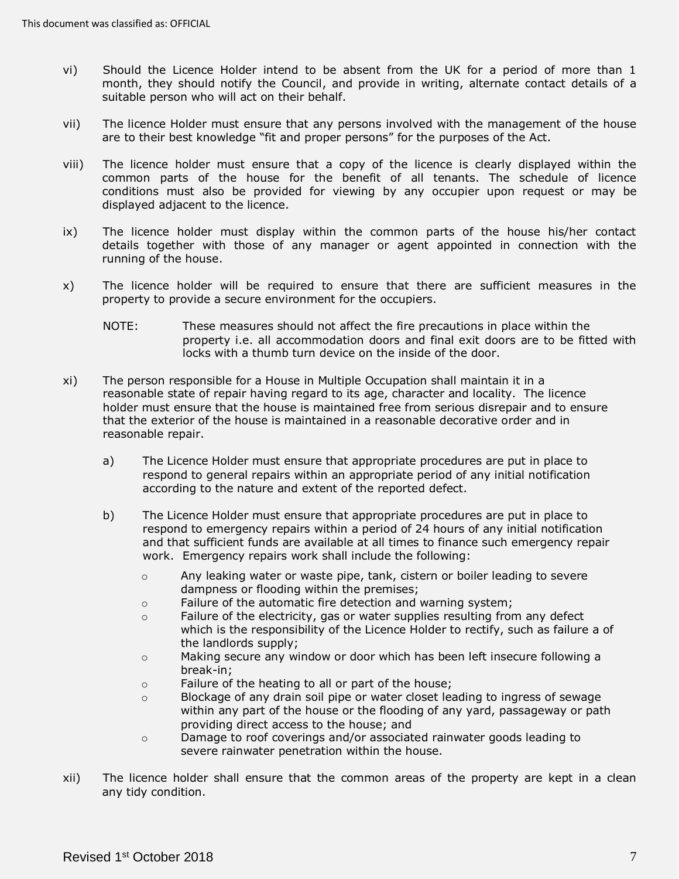vi) Should the Licence Holder intend to be absent from the UK for a period of more than 1 month, they should notify the Council, and provide in writing, alternate contact details of a suitable person who will act on their behalf.

vii) The licence Holder must ensure that any persons involved with the management of the house are to their best knowledge "fit and proper persons" for the purposes of the Act.

viii) The licence holder must ensure that a copy of the licence is clearly displayed within the common parts of the house for the benefit of all tenants. The schedule of licence conditions must also be provided for viewing by any occupier upon request or may be displayed adjacent to the licence.

ix) The licence holder must display within the common parts of the house his/her contact details together with those of any manager or agent appointed in connection with the running of the house.

x) The licence holder will be required to ensure that there are sufficient measures in the property to provide a secure environment for the occupiers.

NOTE: These measures should not affect the fire precautions in place within the property i.e. all accommodation doors and final exit doors are to be fitted with locks with a thumb turn device on the inside of the door.

xi) The person responsible for a House in Multiple Occupation shall maintain it in a reasonable state of repair having regard to its age, character and locality. The licence holder must ensure that the house is maintained free from serious disrepair and to ensure that the exterior of the house is maintained in a reasonable decorative order and in reasonable repair.

a) The Licence Holder must ensure that appropriate procedures are put in place to respond to general repairs within an appropriate period of any initial notification according to the nature and extent of the reported defect.

b) The Licence Holder must ensure that appropriate procedures are put in place to respond to emergency repairs within a period of 24 hours of any initial notification and that sufficient funds are available at all times to finance such emergency repair work. Emergency repairs work shall include the following:

- Any leaking water or waste pipe, tank, cistern or boiler leading to severe dampness or flooding within the premises;
- Failure of the automatic fire detection and warning system;
- Failure of the electricity, gas or water supplies resulting from any defect which is the responsibility of the Licence Holder to rectify, such as failure a of the landlords supply;
- Making secure any window or door which has been left insecure following a break-in;
- Failure of the heating to all or part of the house;
- Blockage of any drain soil pipe or water closet leading to ingress of sewage within any part of the house or the flooding of any yard, passageway or path providing direct access to the house; and
- Damage to roof coverings and/or associated rainwater goods leading to severe rainwater penetration within the house.

xii) The licence holder shall ensure that the common areas of the property are kept in a clean any tidy condition.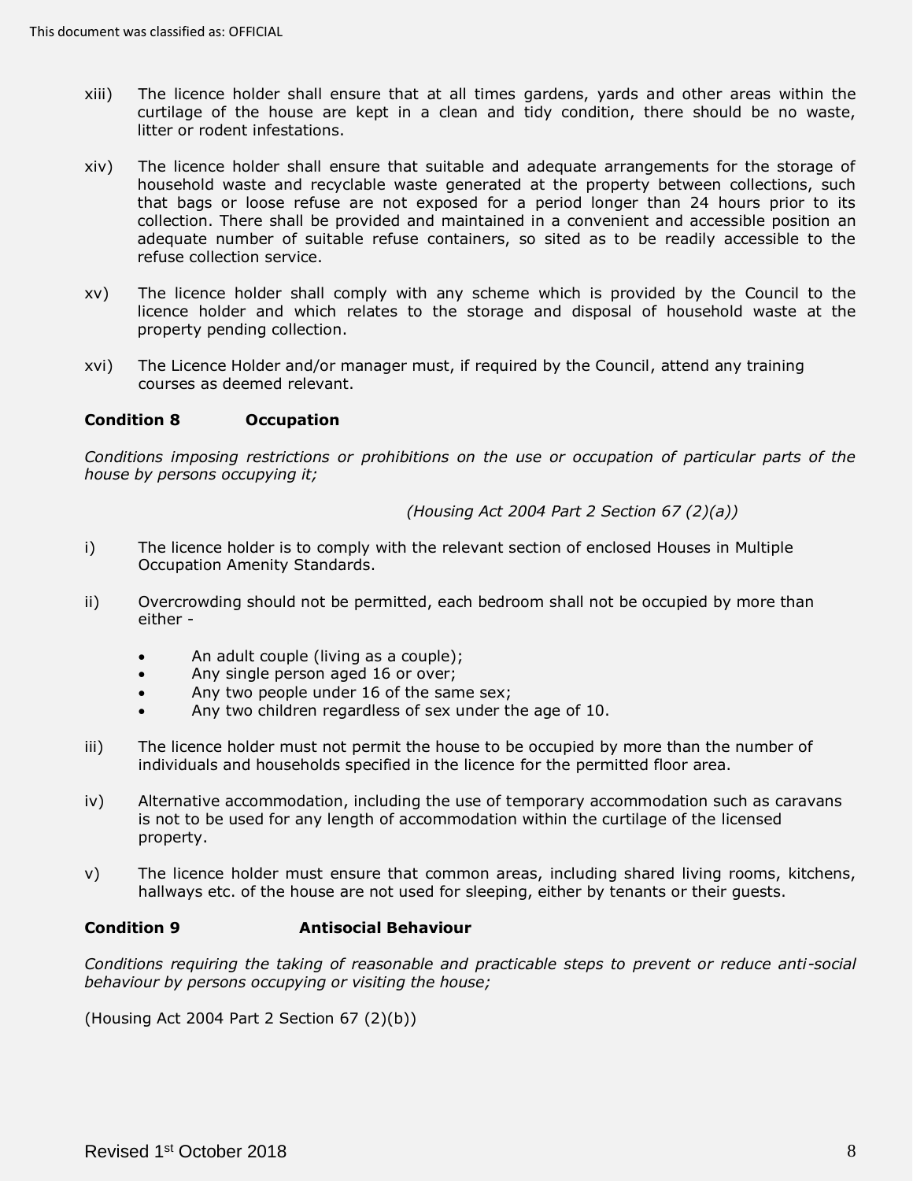xiii) The licence holder shall ensure that at all times gardens, yards and other areas within the curtilage of the house are kept in a clean and tidy condition, there should be no waste, litter or rodent infestations.

xiv) The licence holder shall ensure that suitable and adequate arrangements for the storage of household waste and recyclable waste generated at the property between collections, such that bags or loose refuse are not exposed for a period longer than 24 hours prior to its collection. There shall be provided and maintained in a convenient and accessible position an adequate number of suitable refuse containers, so sited as to be readily accessible to the refuse collection service.

xv) The licence holder shall comply with any scheme which is provided by the Council to the licence holder and which relates to the storage and disposal of household waste at the property pending collection.

xvi) The Licence Holder and/or manager must, if required by the Council, attend any training courses as deemed relevant.

**Condition 8 Occupation**

*Conditions imposing restrictions or prohibitions on the use or occupation of particular parts of the house by persons occupying it;*

*(Housing Act 2004 Part 2 Section 67 (2)(a))*

i) The licence holder is to comply with the relevant section of enclosed Houses in Multiple Occupation Amenity Standards.

ii) Overcrowding should not be permitted, each bedroom shall not be occupied by more than either -

- An adult couple (living as a couple);
- Any single person aged 16 or over;
- Any two people under 16 of the same sex;
- Any two children regardless of sex under the age of 10.

iii) The licence holder must not permit the house to be occupied by more than the number of individuals and households specified in the licence for the permitted floor area.

iv) Alternative accommodation, including the use of temporary accommodation such as caravans is not to be used for any length of accommodation within the curtilage of the licensed property.

v) The licence holder must ensure that common areas, including shared living rooms, kitchens, hallways etc. of the house are not used for sleeping, either by tenants or their guests.

**Condition 9 Antisocial Behaviour**

*Conditions requiring the taking of reasonable and practicable steps to prevent or reduce anti-social behaviour by persons occupying or visiting the house;*

(Housing Act 2004 Part 2 Section 67 (2)(b))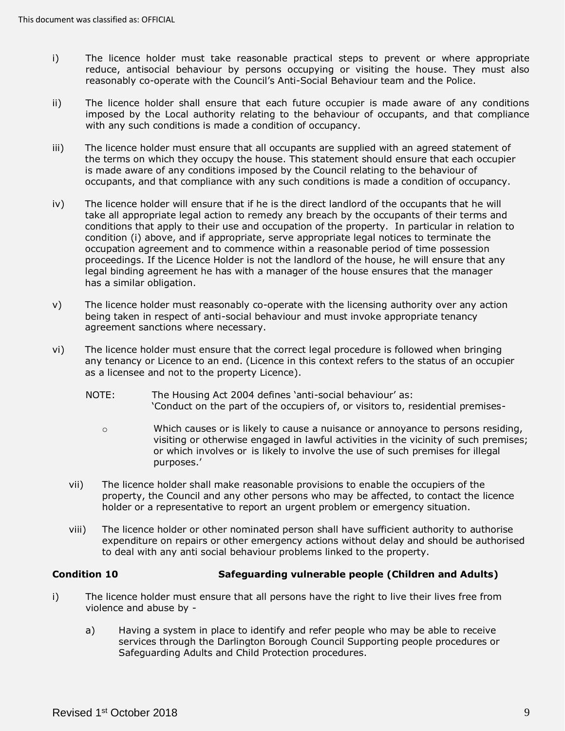i) The licence holder must take reasonable practical steps to prevent or where appropriate reduce, antisocial behaviour by persons occupying or visiting the house. They must also reasonably co-operate with the Council's Anti-Social Behaviour team and the Police.

ii) The licence holder shall ensure that each future occupier is made aware of any conditions imposed by the Local authority relating to the behaviour of occupants, and that compliance with any such conditions is made a condition of occupancy.

iii) The licence holder must ensure that all occupants are supplied with an agreed statement of the terms on which they occupy the house. This statement should ensure that each occupier is made aware of any conditions imposed by the Council relating to the behaviour of occupants, and that compliance with any such conditions is made a condition of occupancy.

iv) The licence holder will ensure that if he is the direct landlord of the occupants that he will take all appropriate legal action to remedy any breach by the occupants of their terms and conditions that apply to their use and occupation of the property. In particular in relation to condition (i) above, and if appropriate, serve appropriate legal notices to terminate the occupation agreement and to commence within a reasonable period of time possession proceedings. If the Licence Holder is not the landlord of the house, he will ensure that any legal binding agreement he has with a manager of the house ensures that the manager has a similar obligation.

v) The licence holder must reasonably co-operate with the licensing authority over any action being taken in respect of anti-social behaviour and must invoke appropriate tenancy agreement sanctions where necessary.

vi) The licence holder must ensure that the correct legal procedure is followed when bringing any tenancy or Licence to an end. (Licence in this context refers to the status of an occupier as a licensee and not to the property Licence).

NOTE: The Housing Act 2004 defines 'anti-social behaviour' as:
'Conduct on the part of the occupiers of, or visitors to, residential premises-

- Which causes or is likely to cause a nuisance or annoyance to persons residing, visiting or otherwise engaged in lawful activities in the vicinity of such premises; or which involves or is likely to involve the use of such premises for illegal purposes.'

vii) The licence holder shall make reasonable provisions to enable the occupiers of the property, the Council and any other persons who may be affected, to contact the licence holder or a representative to report an urgent problem or emergency situation.

viii) The licence holder or other nominated person shall have sufficient authority to authorise expenditure on repairs or other emergency actions without delay and should be authorised to deal with any anti social behaviour problems linked to the property.

**Condition 10 Safeguarding vulnerable people (Children and Adults)**

i) The licence holder must ensure that all persons have the right to live their lives free from violence and abuse by -

a) Having a system in place to identify and refer people who may be able to receive services through the Darlington Borough Council Supporting people procedures or Safeguarding Adults and Child Protection procedures.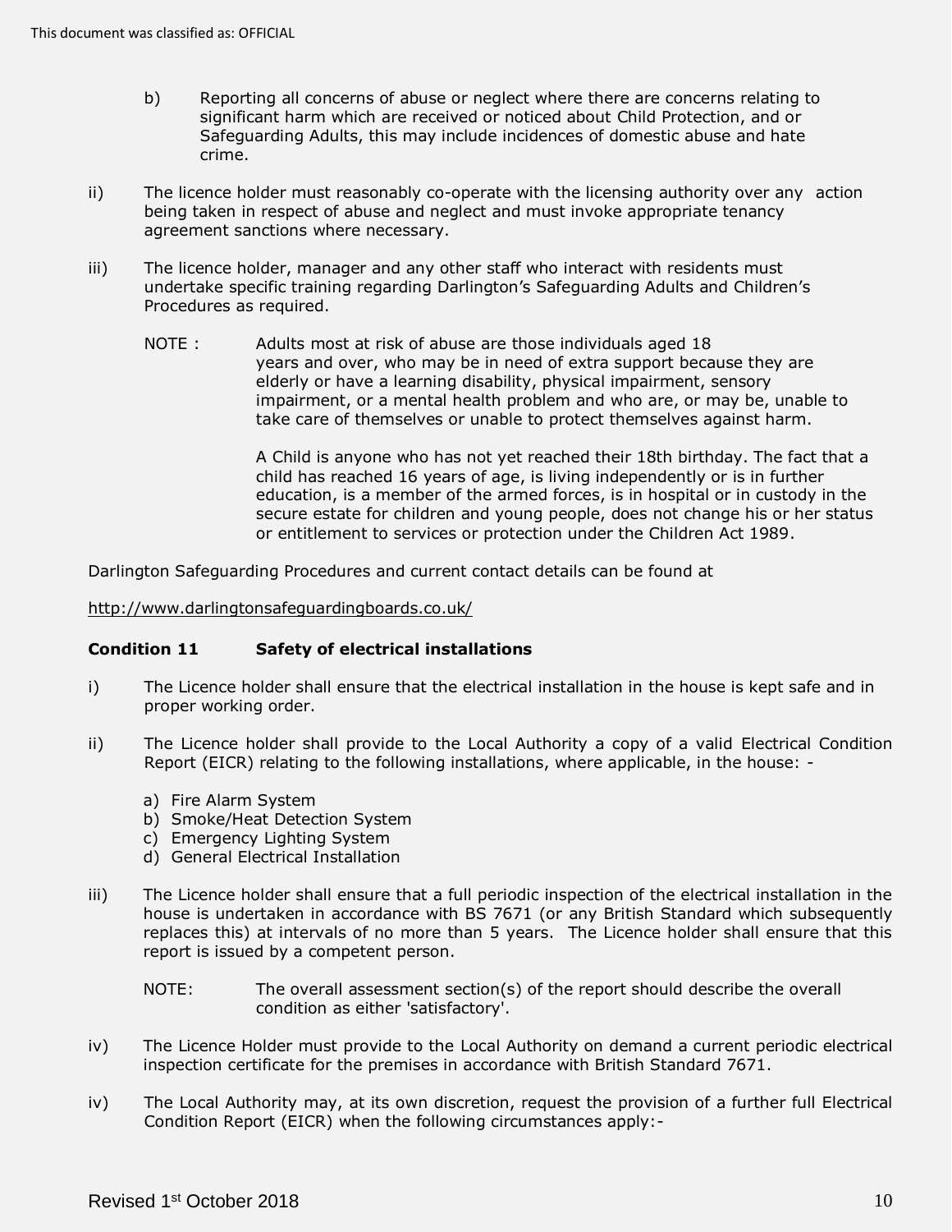b) Reporting all concerns of abuse or neglect where there are concerns relating to significant harm which are received or noticed about Child Protection, and or Safeguarding Adults, this may include incidences of domestic abuse and hate crime.

ii) The licence holder must reasonably co-operate with the licensing authority over any action being taken in respect of abuse and neglect and must invoke appropriate tenancy agreement sanctions where necessary.

iii) The licence holder, manager and any other staff who interact with residents must undertake specific training regarding Darlington's Safeguarding Adults and Children's Procedures as required.

NOTE : Adults most at risk of abuse are those individuals aged 18 years and over, who may be in need of extra support because they are elderly or have a learning disability, physical impairment, sensory impairment, or a mental health problem and who are, or may be, unable to take care of themselves or unable to protect themselves against harm.

A Child is anyone who has not yet reached their 18th birthday. The fact that a child has reached 16 years of age, is living independently or is in further education, is a member of the armed forces, is in hospital or in custody in the secure estate for children and young people, does not change his or her status or entitlement to services or protection under the Children Act 1989.

Darlington Safeguarding Procedures and current contact details can be found at

http://www.darlingtonsafeguardingboards.co.uk/

**Condition 11 Safety of electrical installations**

i) The Licence holder shall ensure that the electrical installation in the house is kept safe and in proper working order.

ii) The Licence holder shall provide to the Local Authority a copy of a valid Electrical Condition Report (EICR) relating to the following installations, where applicable, in the house: -

a) Fire Alarm System
b) Smoke/Heat Detection System
c) Emergency Lighting System
d) General Electrical Installation

iii) The Licence holder shall ensure that a full periodic inspection of the electrical installation in the house is undertaken in accordance with BS 7671 (or any British Standard which subsequently replaces this) at intervals of no more than 5 years. The Licence holder shall ensure that this report is issued by a competent person.

NOTE: The overall assessment section(s) of the report should describe the overall condition as either 'satisfactory'.

iv) The Licence Holder must provide to the Local Authority on demand a current periodic electrical inspection certificate for the premises in accordance with British Standard 7671.

iv) The Local Authority may, at its own discretion, request the provision of a further full Electrical Condition Report (EICR) when the following circumstances apply:-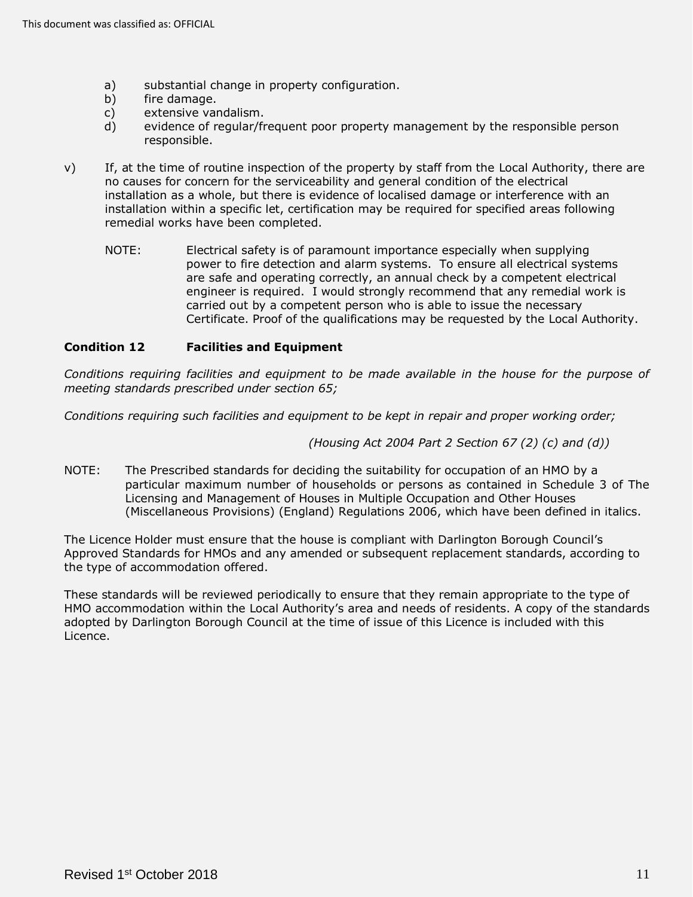a) substantial change in property configuration.
b) fire damage.
c) extensive vandalism.
d) evidence of regular/frequent poor property management by the responsible person responsible.

v) If, at the time of routine inspection of the property by staff from the Local Authority, there are no causes for concern for the serviceability and general condition of the electrical installation as a whole, but there is evidence of localised damage or interference with an installation within a specific let, certification may be required for specified areas following remedial works have been completed.

NOTE: Electrical safety is of paramount importance especially when supplying power to fire detection and alarm systems. To ensure all electrical systems are safe and operating correctly, an annual check by a competent electrical engineer is required. I would strongly recommend that any remedial work is carried out by a competent person who is able to issue the necessary Certificate. Proof of the qualifications may be requested by the Local Authority.

**Condition 12 Facilities and Equipment**

*Conditions requiring facilities and equipment to be made available in the house for the purpose of meeting standards prescribed under section 65;*

*Conditions requiring such facilities and equipment to be kept in repair and proper working order;*

*(Housing Act 2004 Part 2 Section 67 (2) (c) and (d))*

NOTE: The Prescribed standards for deciding the suitability for occupation of an HMO by a particular maximum number of households or persons as contained in Schedule 3 of The Licensing and Management of Houses in Multiple Occupation and Other Houses (Miscellaneous Provisions) (England) Regulations 2006, which have been defined in italics.

The Licence Holder must ensure that the house is compliant with Darlington Borough Council's Approved Standards for HMOs and any amended or subsequent replacement standards, according to the type of accommodation offered.

These standards will be reviewed periodically to ensure that they remain appropriate to the type of HMO accommodation within the Local Authority's area and needs of residents. A copy of the standards adopted by Darlington Borough Council at the time of issue of this Licence is included with this Licence.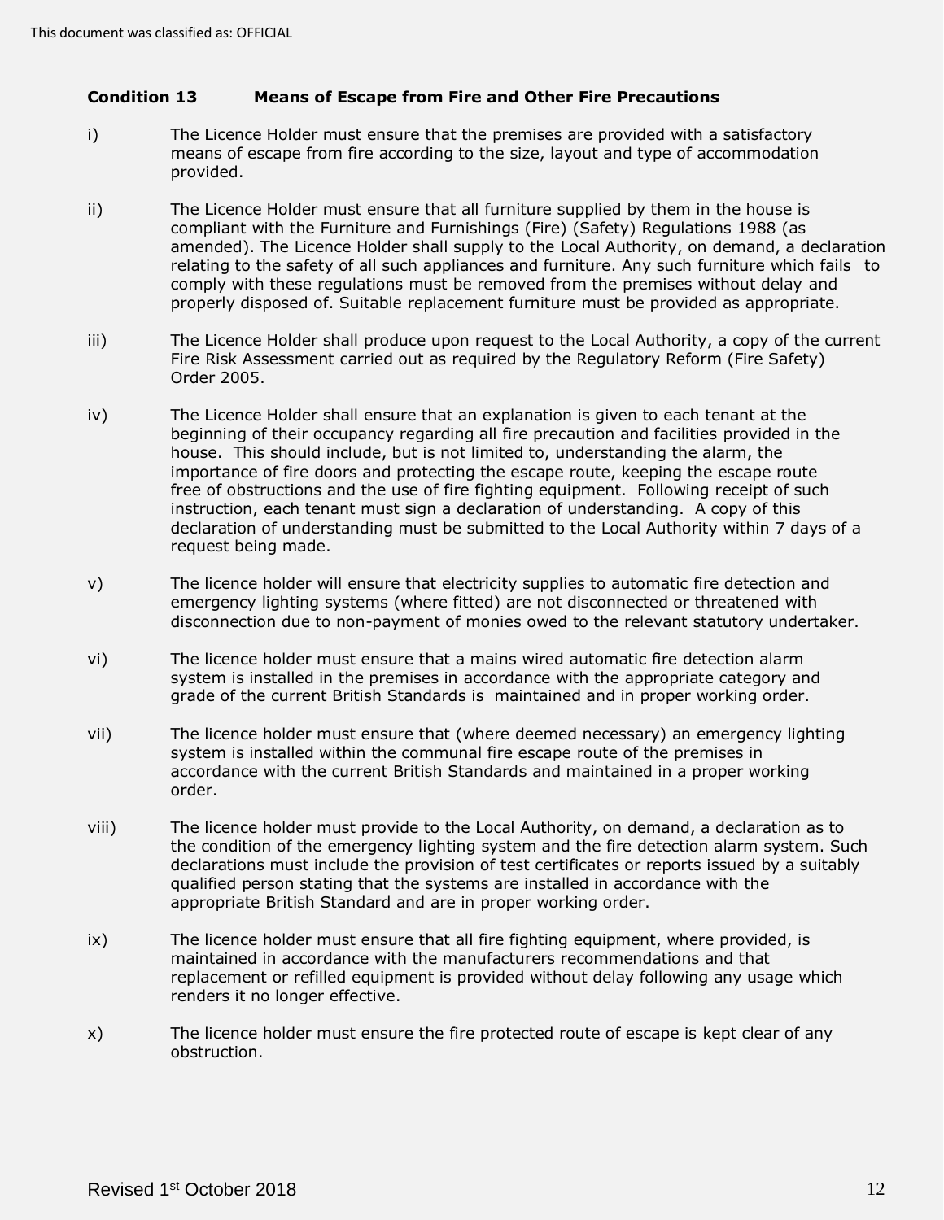### Condition 13 Means of Escape from Fire and Other Fire Precautions

i) The Licence Holder must ensure that the premises are provided with a satisfactory means of escape from fire according to the size, layout and type of accommodation provided.

ii) The Licence Holder must ensure that all furniture supplied by them in the house is compliant with the Furniture and Furnishings (Fire) (Safety) Regulations 1988 (as amended). The Licence Holder shall supply to the Local Authority, on demand, a declaration relating to the safety of all such appliances and furniture. Any such furniture which fails to comply with these regulations must be removed from the premises without delay and properly disposed of. Suitable replacement furniture must be provided as appropriate.

iii) The Licence Holder shall produce upon request to the Local Authority, a copy of the current Fire Risk Assessment carried out as required by the Regulatory Reform (Fire Safety) Order 2005.

iv) The Licence Holder shall ensure that an explanation is given to each tenant at the beginning of their occupancy regarding all fire precaution and facilities provided in the house. This should include, but is not limited to, understanding the alarm, the importance of fire doors and protecting the escape route, keeping the escape route free of obstructions and the use of fire fighting equipment. Following receipt of such instruction, each tenant must sign a declaration of understanding. A copy of this declaration of understanding must be submitted to the Local Authority within 7 days of a request being made.

v) The licence holder will ensure that electricity supplies to automatic fire detection and emergency lighting systems (where fitted) are not disconnected or threatened with disconnection due to non-payment of monies owed to the relevant statutory undertaker.

vi) The licence holder must ensure that a mains wired automatic fire detection alarm system is installed in the premises in accordance with the appropriate category and grade of the current British Standards is maintained and in proper working order.

vii) The licence holder must ensure that (where deemed necessary) an emergency lighting system is installed within the communal fire escape route of the premises in accordance with the current British Standards and maintained in a proper working order.

viii) The licence holder must provide to the Local Authority, on demand, a declaration as to the condition of the emergency lighting system and the fire detection alarm system. Such declarations must include the provision of test certificates or reports issued by a suitably qualified person stating that the systems are installed in accordance with the appropriate British Standard and are in proper working order.

ix) The licence holder must ensure that all fire fighting equipment, where provided, is maintained in accordance with the manufacturers recommendations and that replacement or refilled equipment is provided without delay following any usage which renders it no longer effective.

x) The licence holder must ensure the fire protected route of escape is kept clear of any obstruction.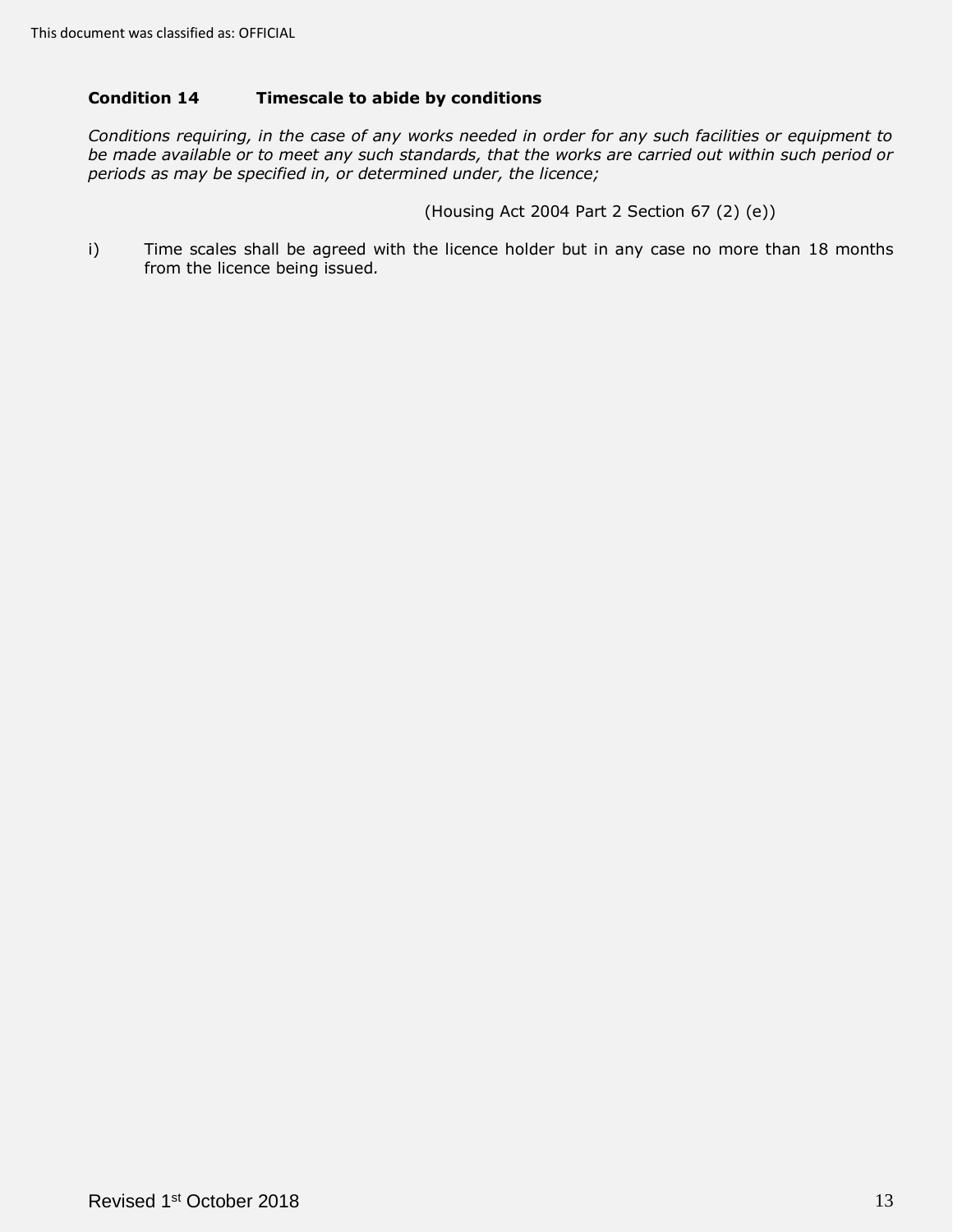**Condition 14 Timescale to abide by conditions**

*Conditions requiring, in the case of any works needed in order for any such facilities or equipment to be made available or to meet any such standards, that the works are carried out within such period or periods as may be specified in, or determined under, the licence;*

(Housing Act 2004 Part 2 Section 67 (2) (e))

i) Time scales shall be agreed with the licence holder but in any case no more than 18 months from the licence being issued.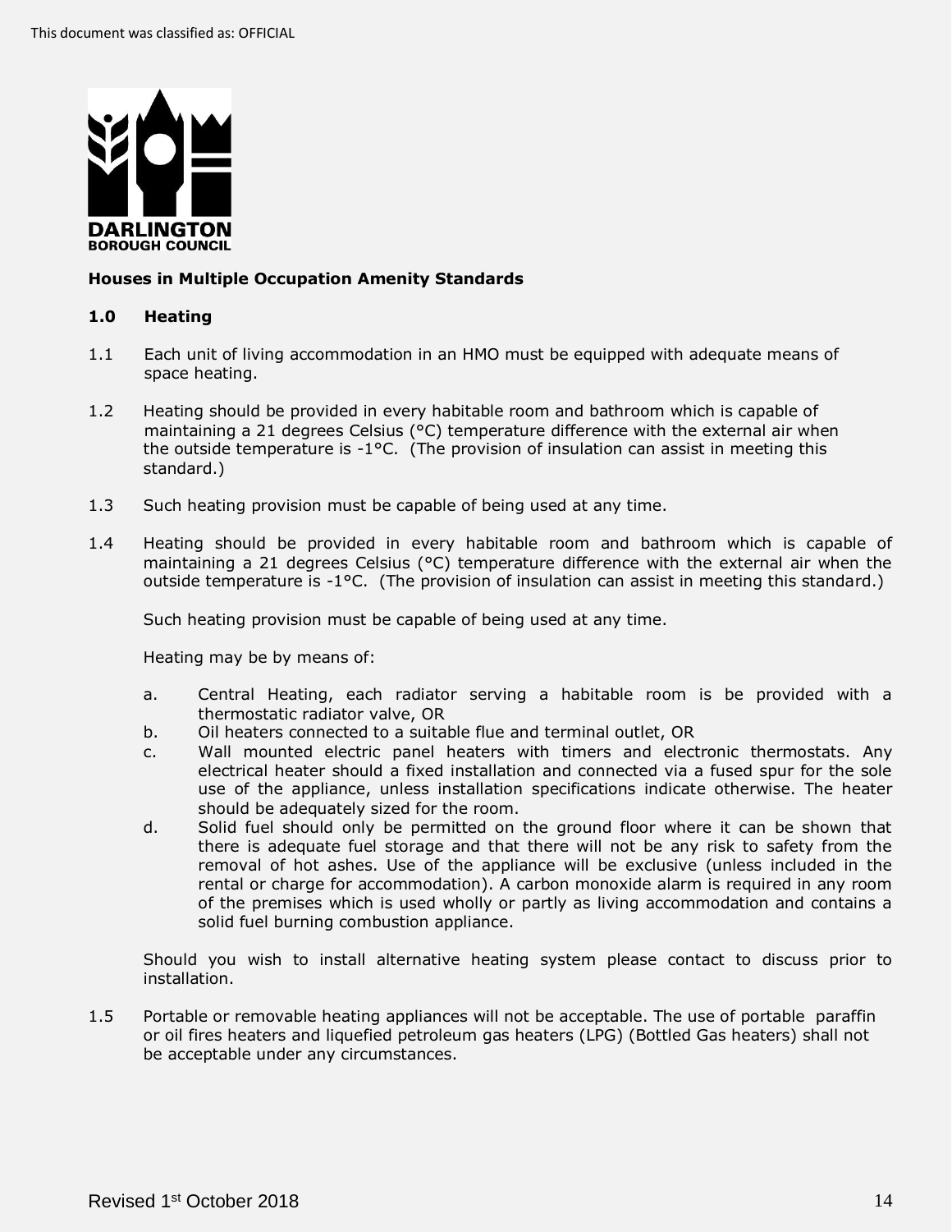**DARLINGTON BOROUGH COUNCIL**

**Houses in Multiple Occupation Amenity Standards**

## 1.0 Heating

1.1 Each unit of living accommodation in an HMO must be equipped with adequate means of space heating.

1.2 Heating should be provided in every habitable room and bathroom which is capable of maintaining a 21 degrees Celsius (°C) temperature difference with the external air when the outside temperature is -1°C. (The provision of insulation can assist in meeting this standard.)

1.3 Such heating provision must be capable of being used at any time.

1.4 Heating should be provided in every habitable room and bathroom which is capable of maintaining a 21 degrees Celsius (°C) temperature difference with the external air when the outside temperature is -1°C. (The provision of insulation can assist in meeting this standard.)

Such heating provision must be capable of being used at any time.

Heating may be by means of:

a. Central Heating, each radiator serving a habitable room is be provided with a thermostatic radiator valve, OR
b. Oil heaters connected to a suitable flue and terminal outlet, OR
c. Wall mounted electric panel heaters with timers and electronic thermostats. Any electrical heater should a fixed installation and connected via a fused spur for the sole use of the appliance, unless installation specifications indicate otherwise. The heater should be adequately sized for the room.
d. Solid fuel should only be permitted on the ground floor where it can be shown that there is adequate fuel storage and that there will not be any risk to safety from the removal of hot ashes. Use of the appliance will be exclusive (unless included in the rental or charge for accommodation). A carbon monoxide alarm is required in any room of the premises which is used wholly or partly as living accommodation and contains a solid fuel burning combustion appliance.

Should you wish to install alternative heating system please contact to discuss prior to installation.

1.5 Portable or removable heating appliances will not be acceptable. The use of portable paraffin or oil fires heaters and liquefied petroleum gas heaters (LPG) (Bottled Gas heaters) shall not be acceptable under any circumstances.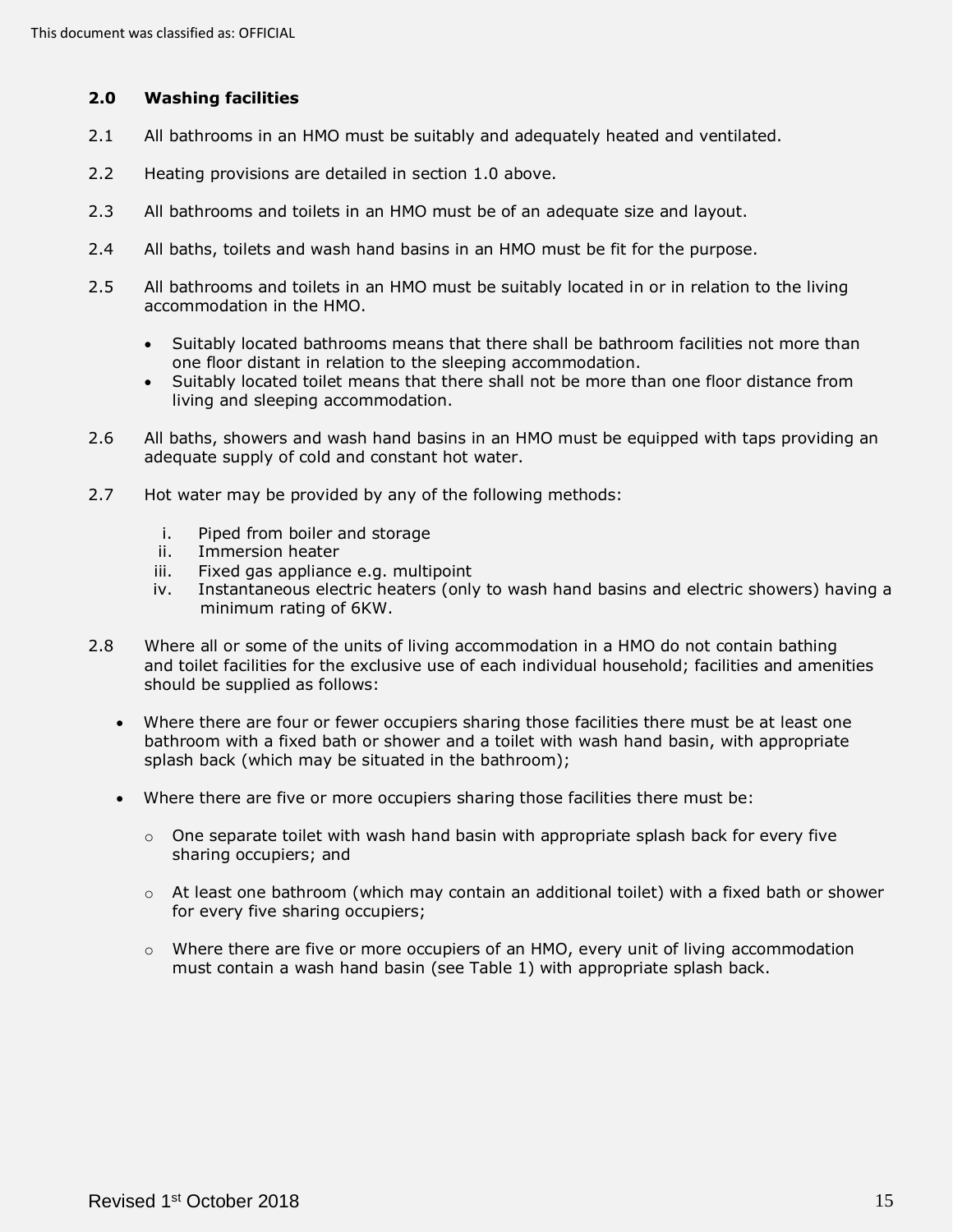## 2.0 Washing facilities

2.1 All bathrooms in an HMO must be suitably and adequately heated and ventilated.

2.2 Heating provisions are detailed in section 1.0 above.

2.3 All bathrooms and toilets in an HMO must be of an adequate size and layout.

2.4 All baths, toilets and wash hand basins in an HMO must be fit for the purpose.

2.5 All bathrooms and toilets in an HMO must be suitably located in or in relation to the living accommodation in the HMO.

- Suitably located bathrooms means that there shall be bathroom facilities not more than one floor distant in relation to the sleeping accommodation.
- Suitably located toilet means that there shall not be more than one floor distance from living and sleeping accommodation.

2.6 All baths, showers and wash hand basins in an HMO must be equipped with taps providing an adequate supply of cold and constant hot water.

2.7 Hot water may be provided by any of the following methods:

i. Piped from boiler and storage
ii. Immersion heater
iii. Fixed gas appliance e.g. multipoint
iv. Instantaneous electric heaters (only to wash hand basins and electric showers) having a minimum rating of 6KW.

2.8 Where all or some of the units of living accommodation in a HMO do not contain bathing and toilet facilities for the exclusive use of each individual household; facilities and amenities should be supplied as follows:

- Where there are four or fewer occupiers sharing those facilities there must be at least one bathroom with a fixed bath or shower and a toilet with wash hand basin, with appropriate splash back (which may be situated in the bathroom);
- Where there are five or more occupiers sharing those facilities there must be:
  - One separate toilet with wash hand basin with appropriate splash back for every five sharing occupiers; and
  - At least one bathroom (which may contain an additional toilet) with a fixed bath or shower for every five sharing occupiers;
  - Where there are five or more occupiers of an HMO, every unit of living accommodation must contain a wash hand basin (see Table 1) with appropriate splash back.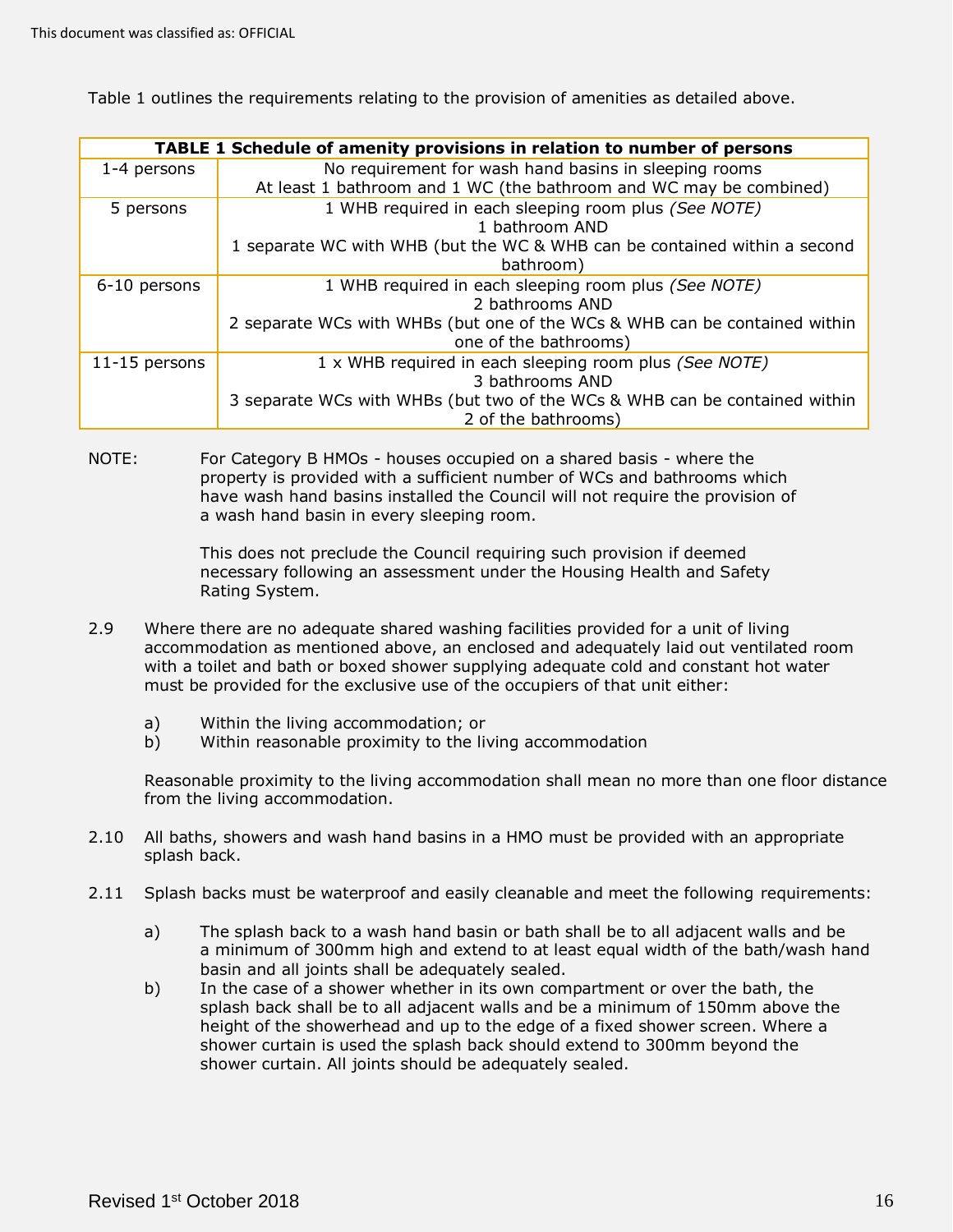Table 1 outlines the requirements relating to the provision of amenities as detailed above.

| TABLE 1 Schedule of amenity provisions in relation to number of persons | |
|---|---|
| 1-4 persons | No requirement for wash hand basins in sleeping rooms<br>At least 1 bathroom and 1 WC (the bathroom and WC may be combined) |
| 5 persons | 1 WHB required in each sleeping room plus *(See NOTE)*<br>1 bathroom AND<br>1 separate WC with WHB (but the WC & WHB can be contained within a second bathroom) |
| 6-10 persons | 1 WHB required in each sleeping room plus *(See NOTE)*<br>2 bathrooms AND<br>2 separate WCs with WHBs (but one of the WCs & WHB can be contained within one of the bathrooms) |
| 11-15 persons | 1 x WHB required in each sleeping room plus *(See NOTE)*<br>3 bathrooms AND<br>3 separate WCs with WHBs (but two of the WCs & WHB can be contained within 2 of the bathrooms) |

NOTE: For Category B HMOs - houses occupied on a shared basis - where the property is provided with a sufficient number of WCs and bathrooms which have wash hand basins installed the Council will not require the provision of a wash hand basin in every sleeping room.

This does not preclude the Council requiring such provision if deemed necessary following an assessment under the Housing Health and Safety Rating System.

2.9 Where there are no adequate shared washing facilities provided for a unit of living accommodation as mentioned above, an enclosed and adequately laid out ventilated room with a toilet and bath or boxed shower supplying adequate cold and constant hot water must be provided for the exclusive use of the occupiers of that unit either:

a) Within the living accommodation; or
b) Within reasonable proximity to the living accommodation

Reasonable proximity to the living accommodation shall mean no more than one floor distance from the living accommodation.

2.10 All baths, showers and wash hand basins in a HMO must be provided with an appropriate splash back.

2.11 Splash backs must be waterproof and easily cleanable and meet the following requirements:

a) The splash back to a wash hand basin or bath shall be to all adjacent walls and be a minimum of 300mm high and extend to at least equal width of the bath/wash hand basin and all joints shall be adequately sealed.
b) In the case of a shower whether in its own compartment or over the bath, the splash back shall be to all adjacent walls and be a minimum of 150mm above the height of the showerhead and up to the edge of a fixed shower screen. Where a shower curtain is used the splash back should extend to 300mm beyond the shower curtain. All joints should be adequately sealed.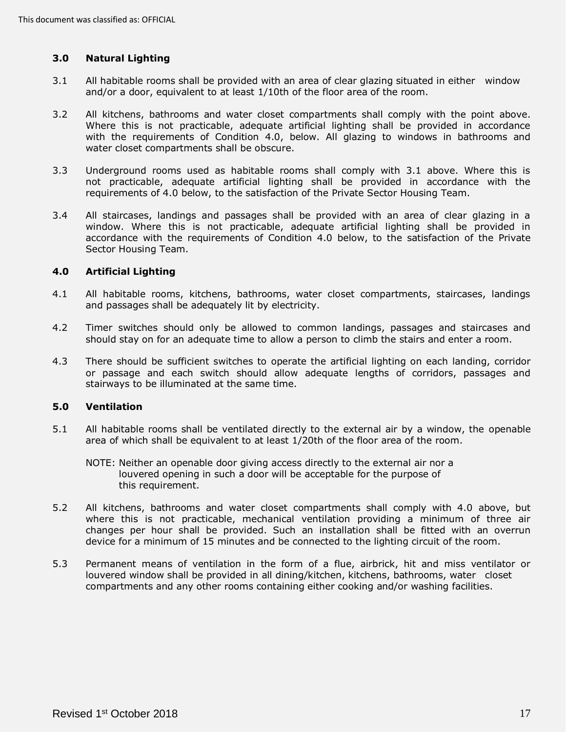## 3.0 Natural Lighting

3.1 All habitable rooms shall be provided with an area of clear glazing situated in either window and/or a door, equivalent to at least 1/10th of the floor area of the room.

3.2 All kitchens, bathrooms and water closet compartments shall comply with the point above. Where this is not practicable, adequate artificial lighting shall be provided in accordance with the requirements of Condition 4.0, below. All glazing to windows in bathrooms and water closet compartments shall be obscure.

3.3 Underground rooms used as habitable rooms shall comply with 3.1 above. Where this is not practicable, adequate artificial lighting shall be provided in accordance with the requirements of 4.0 below, to the satisfaction of the Private Sector Housing Team.

3.4 All staircases, landings and passages shall be provided with an area of clear glazing in a window. Where this is not practicable, adequate artificial lighting shall be provided in accordance with the requirements of Condition 4.0 below, to the satisfaction of the Private Sector Housing Team.

## 4.0 Artificial Lighting

4.1 All habitable rooms, kitchens, bathrooms, water closet compartments, staircases, landings and passages shall be adequately lit by electricity.

4.2 Timer switches should only be allowed to common landings, passages and staircases and should stay on for an adequate time to allow a person to climb the stairs and enter a room.

4.3 There should be sufficient switches to operate the artificial lighting on each landing, corridor or passage and each switch should allow adequate lengths of corridors, passages and stairways to be illuminated at the same time.

## 5.0 Ventilation

5.1 All habitable rooms shall be ventilated directly to the external air by a window, the openable area of which shall be equivalent to at least 1/20th of the floor area of the room.

NOTE: Neither an openable door giving access directly to the external air nor a louvered opening in such a door will be acceptable for the purpose of this requirement.

5.2 All kitchens, bathrooms and water closet compartments shall comply with 4.0 above, but where this is not practicable, mechanical ventilation providing a minimum of three air changes per hour shall be provided. Such an installation shall be fitted with an overrun device for a minimum of 15 minutes and be connected to the lighting circuit of the room.

5.3 Permanent means of ventilation in the form of a flue, airbrick, hit and miss ventilator or louvered window shall be provided in all dining/kitchen, kitchens, bathrooms, water closet compartments and any other rooms containing either cooking and/or washing facilities.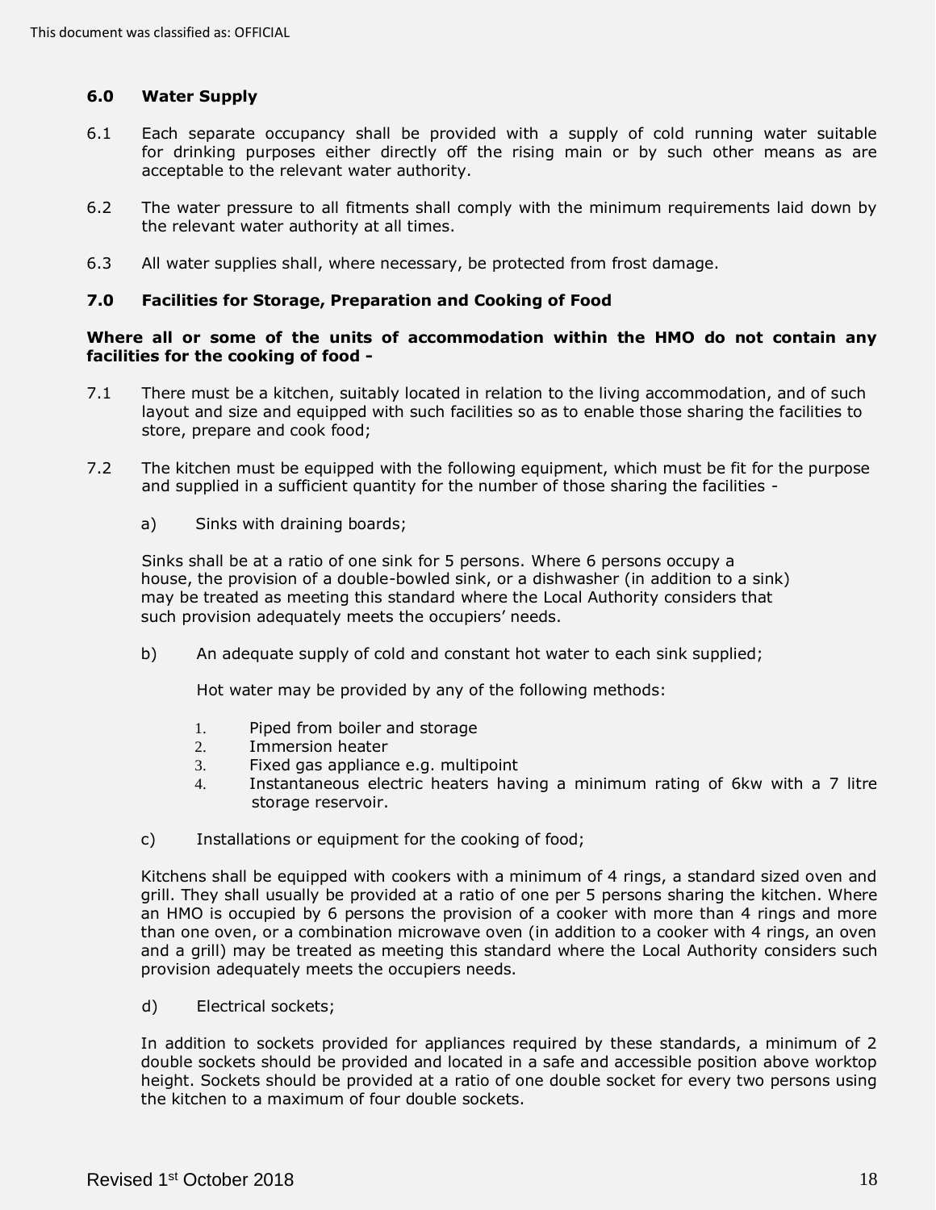## 6.0 Water Supply

6.1 Each separate occupancy shall be provided with a supply of cold running water suitable for drinking purposes either directly off the rising main or by such other means as are acceptable to the relevant water authority.

6.2 The water pressure to all fitments shall comply with the minimum requirements laid down by the relevant water authority at all times.

6.3 All water supplies shall, where necessary, be protected from frost damage.

## 7.0 Facilities for Storage, Preparation and Cooking of Food

**Where all or some of the units of accommodation within the HMO do not contain any facilities for the cooking of food -**

7.1 There must be a kitchen, suitably located in relation to the living accommodation, and of such layout and size and equipped with such facilities so as to enable those sharing the facilities to store, prepare and cook food;

7.2 The kitchen must be equipped with the following equipment, which must be fit for the purpose and supplied in a sufficient quantity for the number of those sharing the facilities -

a) Sinks with draining boards;

Sinks shall be at a ratio of one sink for 5 persons. Where 6 persons occupy a house, the provision of a double-bowled sink, or a dishwasher (in addition to a sink) may be treated as meeting this standard where the Local Authority considers that such provision adequately meets the occupiers' needs.

b) An adequate supply of cold and constant hot water to each sink supplied;

Hot water may be provided by any of the following methods:

1. Piped from boiler and storage
2. Immersion heater
3. Fixed gas appliance e.g. multipoint
4. Instantaneous electric heaters having a minimum rating of 6kw with a 7 litre storage reservoir.

c) Installations or equipment for the cooking of food;

Kitchens shall be equipped with cookers with a minimum of 4 rings, a standard sized oven and grill. They shall usually be provided at a ratio of one per 5 persons sharing the kitchen. Where an HMO is occupied by 6 persons the provision of a cooker with more than 4 rings and more than one oven, or a combination microwave oven (in addition to a cooker with 4 rings, an oven and a grill) may be treated as meeting this standard where the Local Authority considers such provision adequately meets the occupiers needs.

d) Electrical sockets;

In addition to sockets provided for appliances required by these standards, a minimum of 2 double sockets should be provided and located in a safe and accessible position above worktop height. Sockets should be provided at a ratio of one double socket for every two persons using the kitchen to a maximum of four double sockets.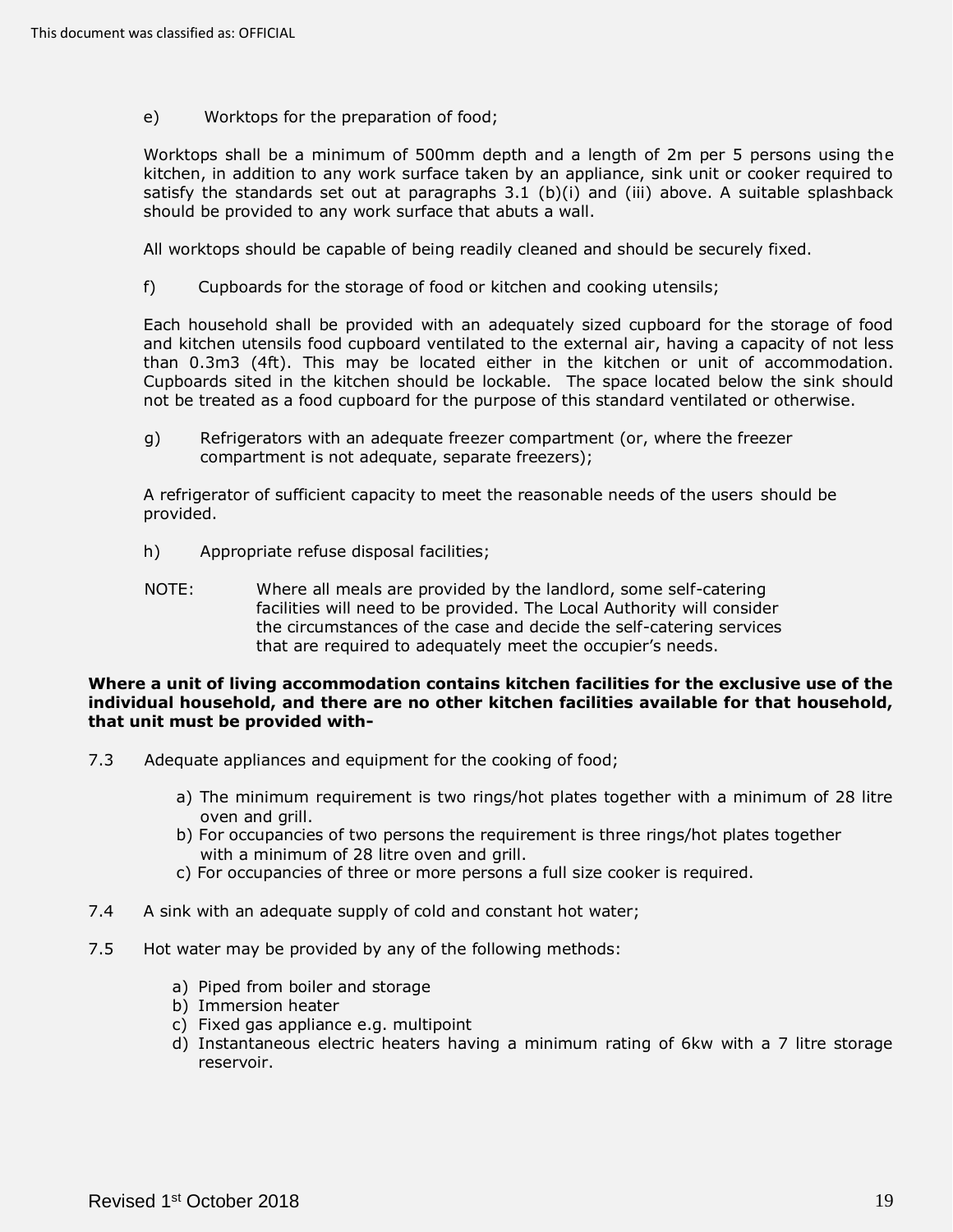e) Worktops for the preparation of food;

Worktops shall be a minimum of 500mm depth and a length of 2m per 5 persons using the kitchen, in addition to any work surface taken by an appliance, sink unit or cooker required to satisfy the standards set out at paragraphs 3.1 (b)(i) and (iii) above. A suitable splashback should be provided to any work surface that abuts a wall.

All worktops should be capable of being readily cleaned and should be securely fixed.

f) Cupboards for the storage of food or kitchen and cooking utensils;

Each household shall be provided with an adequately sized cupboard for the storage of food and kitchen utensils food cupboard ventilated to the external air, having a capacity of not less than $0.3m^3$ (4ft). This may be located either in the kitchen or unit of accommodation. Cupboards sited in the kitchen should be lockable. The space located below the sink should not be treated as a food cupboard for the purpose of this standard ventilated or otherwise.

g) Refrigerators with an adequate freezer compartment (or, where the freezer compartment is not adequate, separate freezers);

A refrigerator of sufficient capacity to meet the reasonable needs of the users should be provided.

h) Appropriate refuse disposal facilities;

NOTE: Where all meals are provided by the landlord, some self-catering facilities will need to be provided. The Local Authority will consider the circumstances of the case and decide the self-catering services that are required to adequately meet the occupier's needs.

**Where a unit of living accommodation contains kitchen facilities for the exclusive use of the individual household, and there are no other kitchen facilities available for that household, that unit must be provided with-**

7.3 Adequate appliances and equipment for the cooking of food;

a) The minimum requirement is two rings/hot plates together with a minimum of 28 litre oven and grill.
b) For occupancies of two persons the requirement is three rings/hot plates together with a minimum of 28 litre oven and grill.
c) For occupancies of three or more persons a full size cooker is required.

7.4 A sink with an adequate supply of cold and constant hot water;

7.5 Hot water may be provided by any of the following methods:

a) Piped from boiler and storage
b) Immersion heater
c) Fixed gas appliance e.g. multipoint
d) Instantaneous electric heaters having a minimum rating of 6kw with a 7 litre storage reservoir.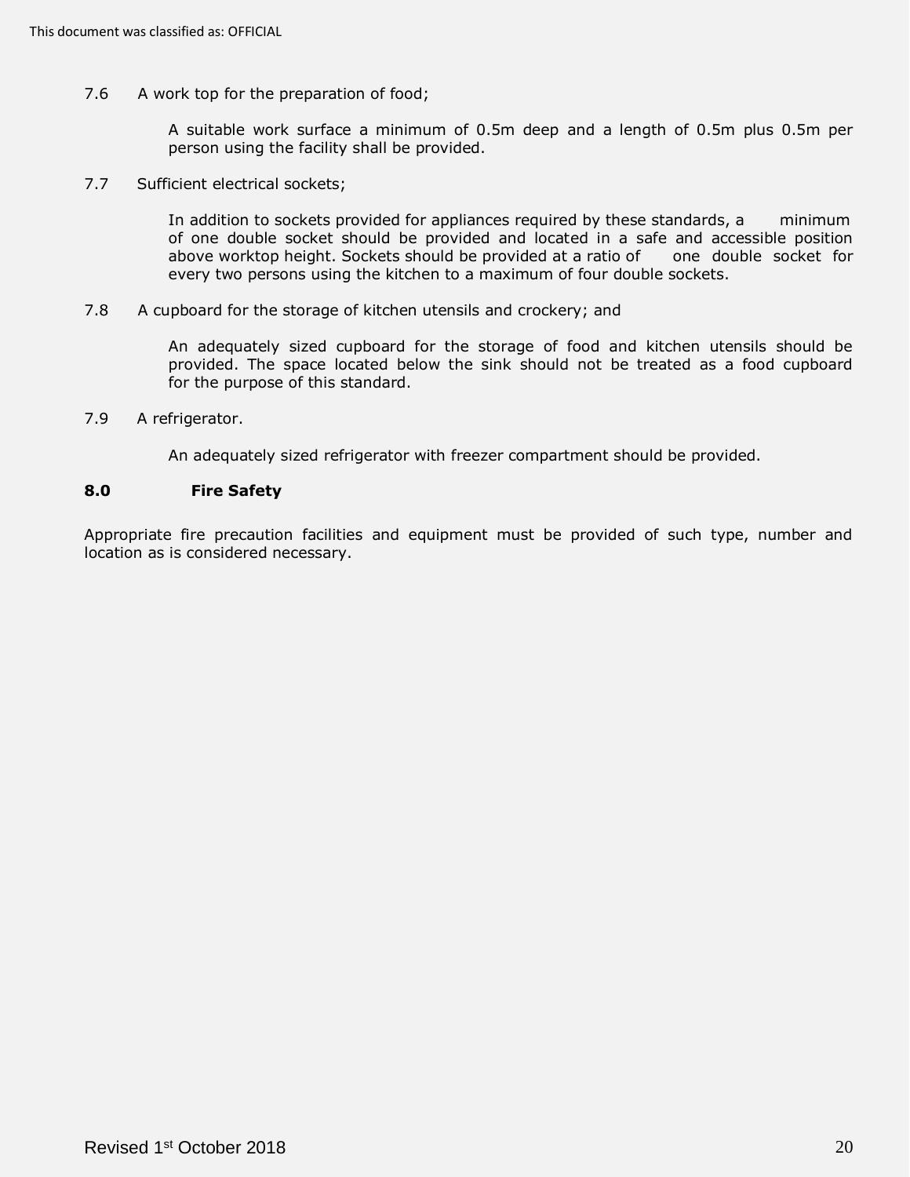7.6 A work top for the preparation of food;

A suitable work surface a minimum of 0.5m deep and a length of 0.5m plus 0.5m per person using the facility shall be provided.

7.7 Sufficient electrical sockets;

In addition to sockets provided for appliances required by these standards, a minimum of one double socket should be provided and located in a safe and accessible position above worktop height. Sockets should be provided at a ratio of one double socket for every two persons using the kitchen to a maximum of four double sockets.

7.8 A cupboard for the storage of kitchen utensils and crockery; and

An adequately sized cupboard for the storage of food and kitchen utensils should be provided. The space located below the sink should not be treated as a food cupboard for the purpose of this standard.

7.9 A refrigerator.

An adequately sized refrigerator with freezer compartment should be provided.

## 8.0 Fire Safety

Appropriate fire precaution facilities and equipment must be provided of such type, number and location as is considered necessary.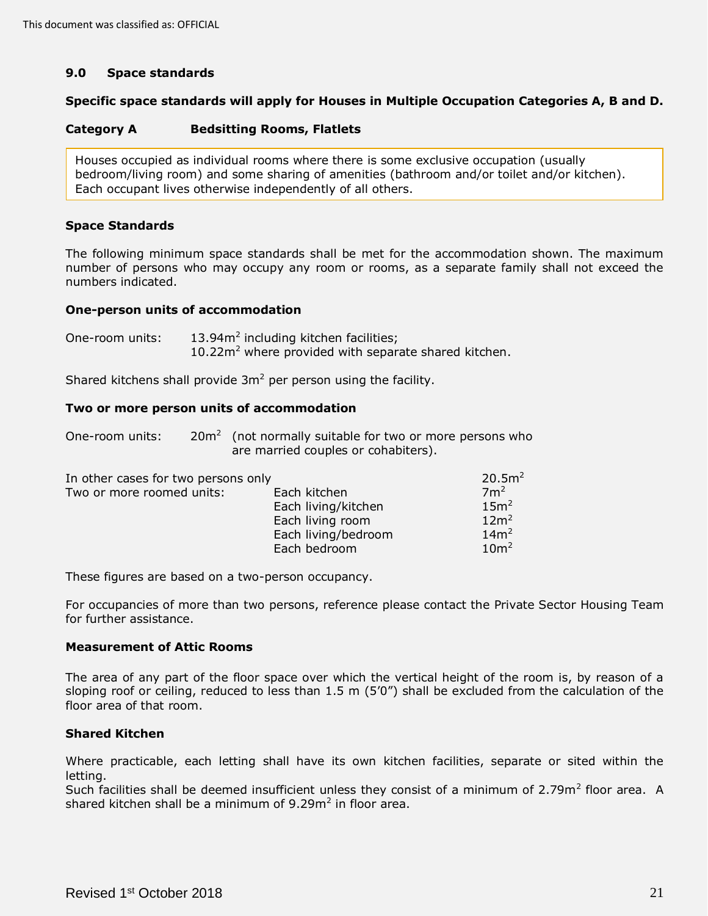## 9.0 Space standards

**Specific space standards will apply for Houses in Multiple Occupation Categories A, B and D.**

### Category A Bedsitting Rooms, Flatlets

Houses occupied as individual rooms where there is some exclusive occupation (usually bedroom/living room) and some sharing of amenities (bathroom and/or toilet and/or kitchen). Each occupant lives otherwise independently of all others.

**Space Standards**

The following minimum space standards shall be met for the accommodation shown. The maximum number of persons who may occupy any room or rooms, as a separate family shall not exceed the numbers indicated.

**One-person units of accommodation**

One-room units: $13.94m^2$ including kitchen facilities;
$10.22m^2$ where provided with separate shared kitchen.

Shared kitchens shall provide $3m^2$ per person using the facility.

**Two or more person units of accommodation**

One-room units: $20m^2$ (not normally suitable for two or more persons who are married couples or cohabiters).

| | | |
|---|---|---|
| In other cases for two persons only | | $20.5m^2$ |
| Two or more roomed units: | Each kitchen | $7m^2$ |
| | Each living/kitchen | $15m^2$ |
| | Each living room | $12m^2$ |
| | Each living/bedroom | $14m^2$ |
| | Each bedroom | $10m^2$ |

These figures are based on a two-person occupancy.

For occupancies of more than two persons, reference please contact the Private Sector Housing Team for further assistance.

**Measurement of Attic Rooms**

The area of any part of the floor space over which the vertical height of the room is, by reason of a sloping roof or ceiling, reduced to less than 1.5 m (5'0") shall be excluded from the calculation of the floor area of that room.

**Shared Kitchen**

Where practicable, each letting shall have its own kitchen facilities, separate or sited within the letting.
Such facilities shall be deemed insufficient unless they consist of a minimum of $2.79m^2$ floor area. A shared kitchen shall be a minimum of $9.29m^2$ in floor area.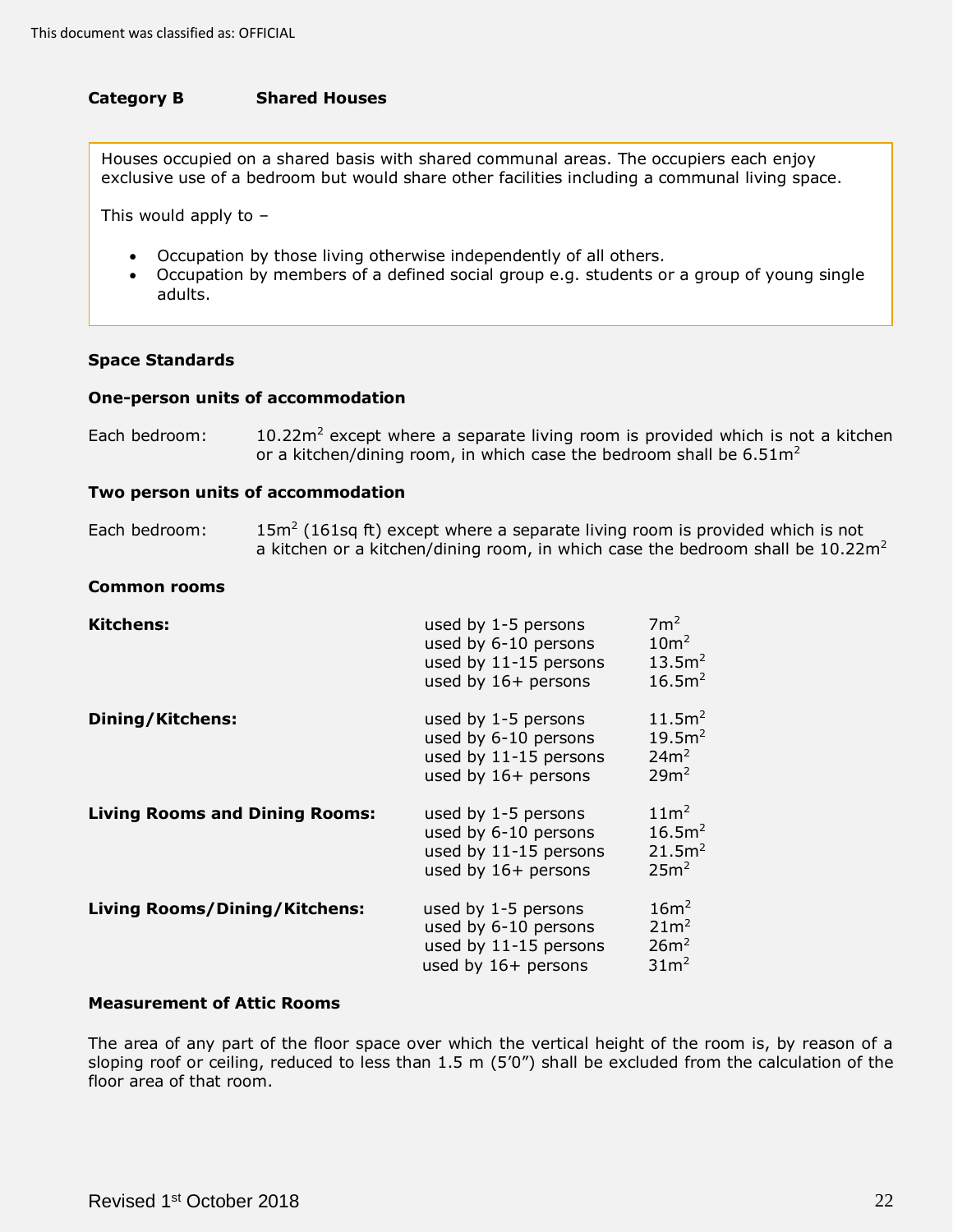## Category B Shared Houses

Houses occupied on a shared basis with shared communal areas. The occupiers each enjoy exclusive use of a bedroom but would share other facilities including a communal living space.

This would apply to –

- Occupation by those living otherwise independently of all others.
- Occupation by members of a defined social group e.g. students or a group of young single adults.

### Space Standards

#### One-person units of accommodation

Each bedroom: 10.22m$^2$ except where a separate living room is provided which is not a kitchen or a kitchen/dining room, in which case the bedroom shall be 6.51m$^2$

#### Two person units of accommodation

Each bedroom: 15m$^2$ (161sq ft) except where a separate living room is provided which is not a kitchen or a kitchen/dining room, in which case the bedroom shall be 10.22m$^2$

#### Common rooms

| Room | Usage | Area |
|---|---|---|
| **Kitchens:** | used by 1-5 persons | 7m$^2$ |
| | used by 6-10 persons | 10m$^2$ |
| | used by 11-15 persons | 13.5m$^2$ |
| | used by 16+ persons | 16.5m$^2$ |
| **Dining/Kitchens:** | used by 1-5 persons | 11.5m$^2$ |
| | used by 6-10 persons | 19.5m$^2$ |
| | used by 11-15 persons | 24m$^2$ |
| | used by 16+ persons | 29m$^2$ |
| **Living Rooms and Dining Rooms:** | used by 1-5 persons | 11m$^2$ |
| | used by 6-10 persons | 16.5m$^2$ |
| | used by 11-15 persons | 21.5m$^2$ |
| | used by 16+ persons | 25m$^2$ |
| **Living Rooms/Dining/Kitchens:** | used by 1-5 persons | 16m$^2$ |
| | used by 6-10 persons | 21m$^2$ |
| | used by 11-15 persons | 26m$^2$ |
| | used by 16+ persons | 31m$^2$ |

#### Measurement of Attic Rooms

The area of any part of the floor space over which the vertical height of the room is, by reason of a sloping roof or ceiling, reduced to less than 1.5 m (5'0") shall be excluded from the calculation of the floor area of that room.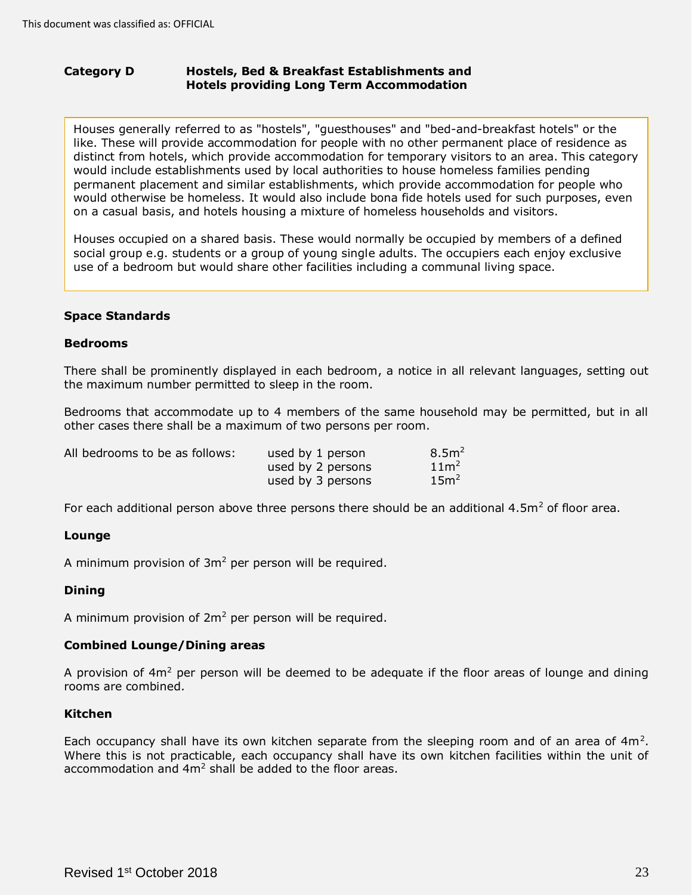## Category D — Hostels, Bed & Breakfast Establishments and Hotels providing Long Term Accommodation

Houses generally referred to as "hostels", "guesthouses" and "bed-and-breakfast hotels" or the like. These will provide accommodation for people with no other permanent place of residence as distinct from hotels, which provide accommodation for temporary visitors to an area. This category would include establishments used by local authorities to house homeless families pending permanent placement and similar establishments, which provide accommodation for people who would otherwise be homeless. It would also include bona fide hotels used for such purposes, even on a casual basis, and hotels housing a mixture of homeless households and visitors.

Houses occupied on a shared basis. These would normally be occupied by members of a defined social group e.g. students or a group of young single adults. The occupiers each enjoy exclusive use of a bedroom but would share other facilities including a communal living space.

### Space Standards

#### Bedrooms

There shall be prominently displayed in each bedroom, a notice in all relevant languages, setting out the maximum number permitted to sleep in the room.

Bedrooms that accommodate up to 4 members of the same household may be permitted, but in all other cases there shall be a maximum of two persons per room.

| All bedrooms to be as follows: | | |
|---|---|---|
| | used by 1 person | $8.5m^2$ |
| | used by 2 persons | $11m^2$ |
| | used by 3 persons | $15m^2$ |

For each additional person above three persons there should be an additional $4.5m^2$ of floor area.

#### Lounge

A minimum provision of $3m^2$ per person will be required.

#### Dining

A minimum provision of $2m^2$ per person will be required.

#### Combined Lounge/Dining areas

A provision of $4m^2$ per person will be deemed to be adequate if the floor areas of lounge and dining rooms are combined.

#### Kitchen

Each occupancy shall have its own kitchen separate from the sleeping room and of an area of $4m^2$. Where this is not practicable, each occupancy shall have its own kitchen facilities within the unit of accommodation and $4m^2$ shall be added to the floor areas.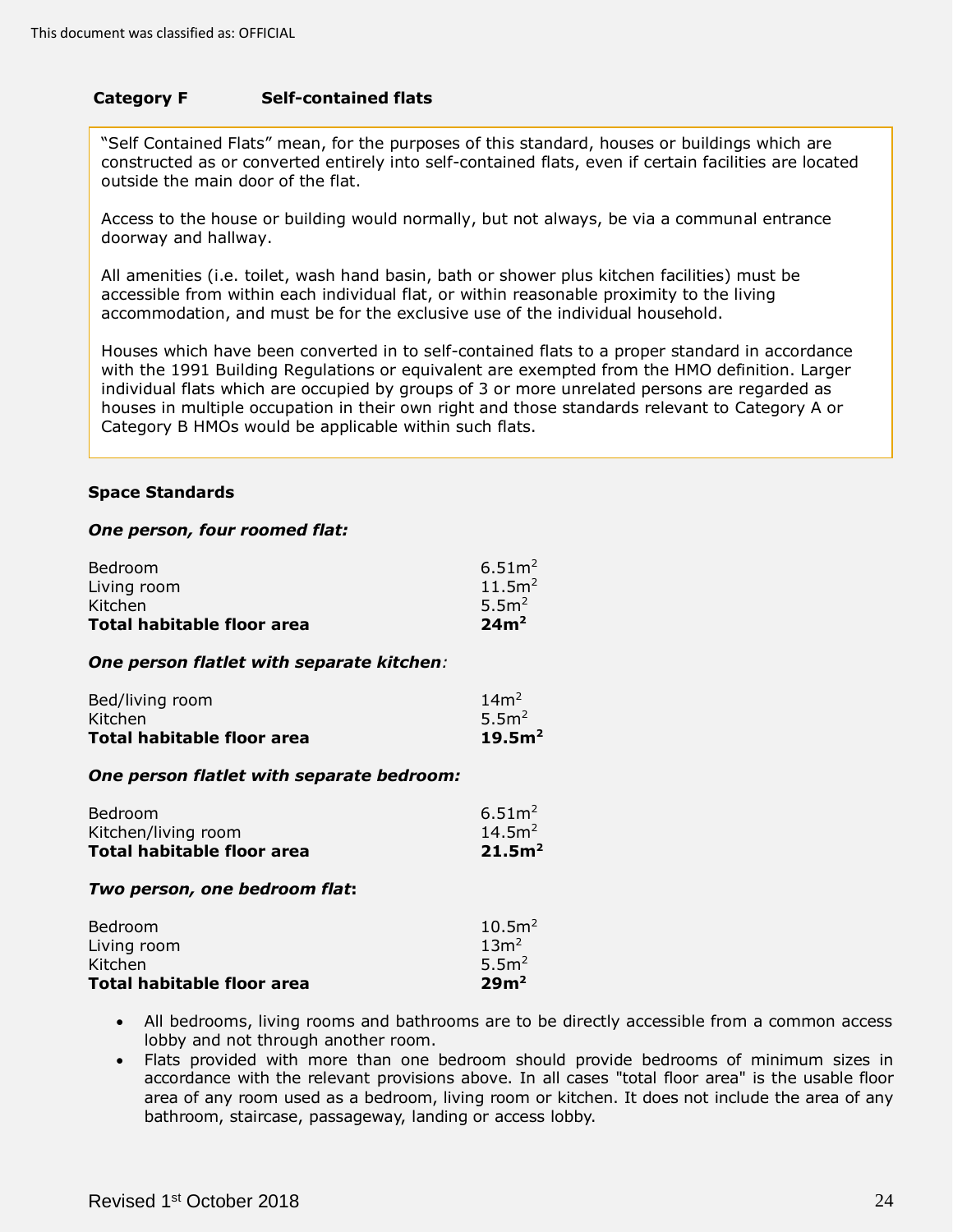**Category F Self-contained flats**

"Self Contained Flats" mean, for the purposes of this standard, houses or buildings which are constructed as or converted entirely into self-contained flats, even if certain facilities are located outside the main door of the flat.

Access to the house or building would normally, but not always, be via a communal entrance doorway and hallway.

All amenities (i.e. toilet, wash hand basin, bath or shower plus kitchen facilities) must be accessible from within each individual flat, or within reasonable proximity to the living accommodation, and must be for the exclusive use of the individual household.

Houses which have been converted in to self-contained flats to a proper standard in accordance with the 1991 Building Regulations or equivalent are exempted from the HMO definition. Larger individual flats which are occupied by groups of 3 or more unrelated persons are regarded as houses in multiple occupation in their own right and those standards relevant to Category A or Category B HMOs would be applicable within such flats.

**Space Standards**

***One person, four roomed flat:***

| | |
|---|---|
| Bedroom | 6.51m$^2$ |
| Living room | 11.5m$^2$ |
| Kitchen | 5.5m$^2$ |
| **Total habitable floor area** | **24m$^2$** |

***One person flatlet with separate kitchen:***

| | |
|---|---|
| Bed/living room | 14m$^2$ |
| Kitchen | 5.5m$^2$ |
| **Total habitable floor area** | **19.5m$^2$** |

***One person flatlet with separate bedroom:***

| | |
|---|---|
| Bedroom | 6.51m$^2$ |
| Kitchen/living room | 14.5m$^2$ |
| **Total habitable floor area** | **21.5m$^2$** |

***Two person, one bedroom flat:***

| | |
|---|---|
| Bedroom | 10.5m$^2$ |
| Living room | 13m$^2$ |
| Kitchen | 5.5m$^2$ |
| **Total habitable floor area** | **29m$^2$** |

- All bedrooms, living rooms and bathrooms are to be directly accessible from a common access lobby and not through another room.
- Flats provided with more than one bedroom should provide bedrooms of minimum sizes in accordance with the relevant provisions above. In all cases "total floor area" is the usable floor area of any room used as a bedroom, living room or kitchen. It does not include the area of any bathroom, staircase, passageway, landing or access lobby.